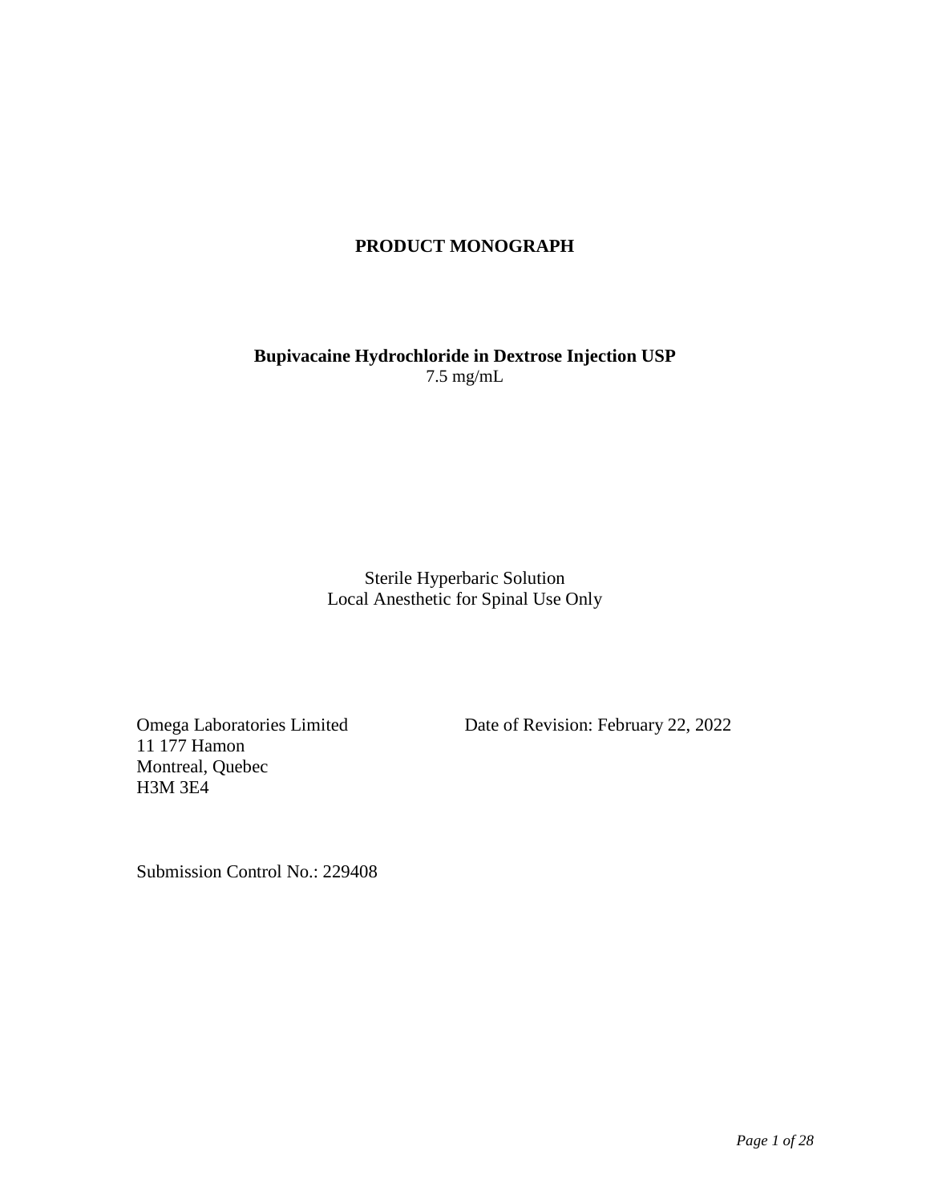# PRODUCT MONOGRAPH

**Bupivacaine Hydrochloride in Dextrose Injection USP**
7.5 mg/mL

Sterile Hyperbaric Solution
Local Anesthetic for Spinal Use Only

Omega Laboratories Limited
11 177 Hamon
Montreal, Quebec
H3M 3E4

Date of Revision: February 22, 2022

Submission Control No.: 229408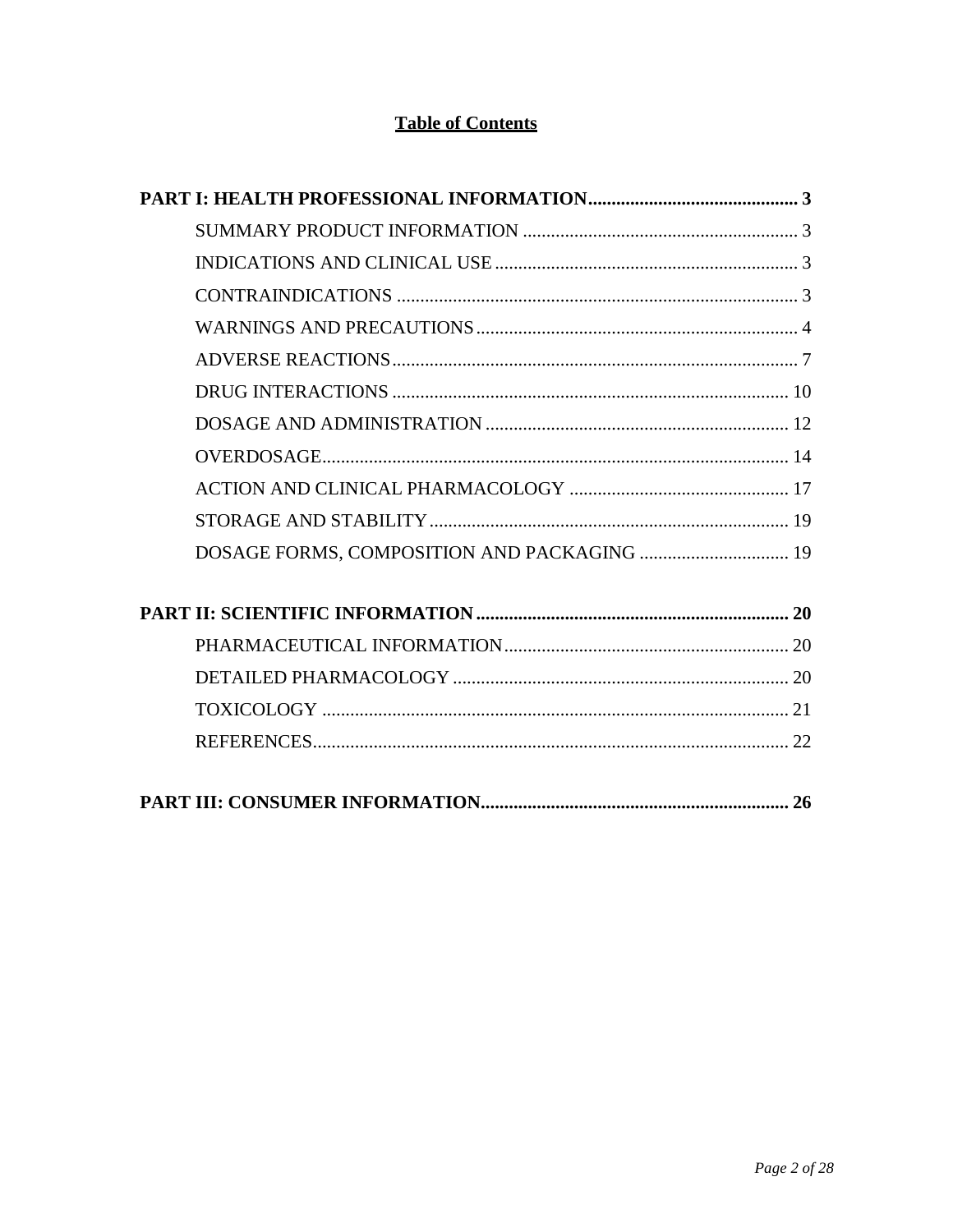# **Table of Contents**

**PART I: HEALTH PROFESSIONAL INFORMATION............................................ 3**

- SUMMARY PRODUCT INFORMATION .......................................................... 3
- INDICATIONS AND CLINICAL USE ................................................................ 3
- CONTRAINDICATIONS ...................................................................................... 3
- WARNINGS AND PRECAUTIONS .................................................................... 4
- ADVERSE REACTIONS ...................................................................................... 7
- DRUG INTERACTIONS .................................................................................... 10
- DOSAGE AND ADMINISTRATION ................................................................ 12
- OVERDOSAGE ................................................................................................... 14
- ACTION AND CLINICAL PHARMACOLOGY ............................................... 17
- STORAGE AND STABILITY ............................................................................ 19
- DOSAGE FORMS, COMPOSITION AND PACKAGING ................................ 19

**PART II: SCIENTIFIC INFORMATION .................................................................. 20**

- PHARMACEUTICAL INFORMATION ............................................................ 20
- DETAILED PHARMACOLOGY ....................................................................... 20
- TOXICOLOGY ................................................................................................... 21
- REFERENCES ..................................................................................................... 22

**PART III: CONSUMER INFORMATION................................................................. 26**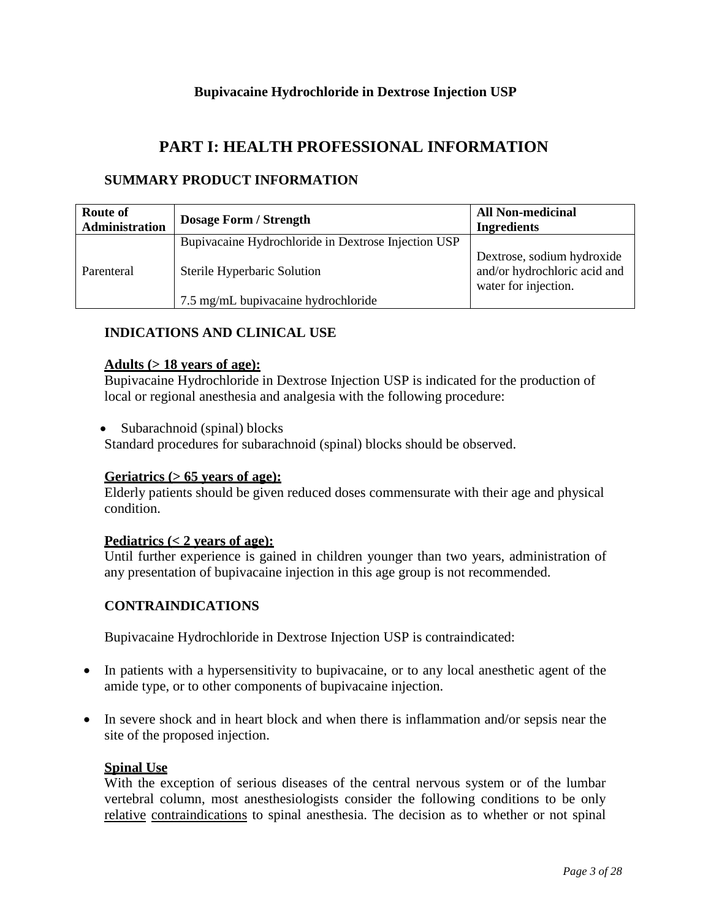**Bupivacaine Hydrochloride in Dextrose Injection USP**

# PART I: HEALTH PROFESSIONAL INFORMATION

## SUMMARY PRODUCT INFORMATION

| Route of Administration | Dosage Form / Strength | All Non-medicinal Ingredients |
|---|---|---|
| Parenteral | Bupivacaine Hydrochloride in Dextrose Injection USP<br><br>Sterile Hyperbaric Solution<br><br>7.5 mg/mL bupivacaine hydrochloride | Dextrose, sodium hydroxide and/or hydrochloric acid and water for injection. |

## INDICATIONS AND CLINICAL USE

**Adults (> 18 years of age):**
Bupivacaine Hydrochloride in Dextrose Injection USP is indicated for the production of local or regional anesthesia and analgesia with the following procedure:

- Subarachnoid (spinal) blocks

Standard procedures for subarachnoid (spinal) blocks should be observed.

**Geriatrics (> 65 years of age):**
Elderly patients should be given reduced doses commensurate with their age and physical condition.

**Pediatrics (< 2 years of age):**
Until further experience is gained in children younger than two years, administration of any presentation of bupivacaine injection in this age group is not recommended.

## CONTRAINDICATIONS

Bupivacaine Hydrochloride in Dextrose Injection USP is contraindicated:

- In patients with a hypersensitivity to bupivacaine, or to any local anesthetic agent of the amide type, or to other components of bupivacaine injection.
- In severe shock and in heart block and when there is inflammation and/or sepsis near the site of the proposed injection.

**Spinal Use**
With the exception of serious diseases of the central nervous system or of the lumbar vertebral column, most anesthesiologists consider the following conditions to be only relative contraindications to spinal anesthesia. The decision as to whether or not spinal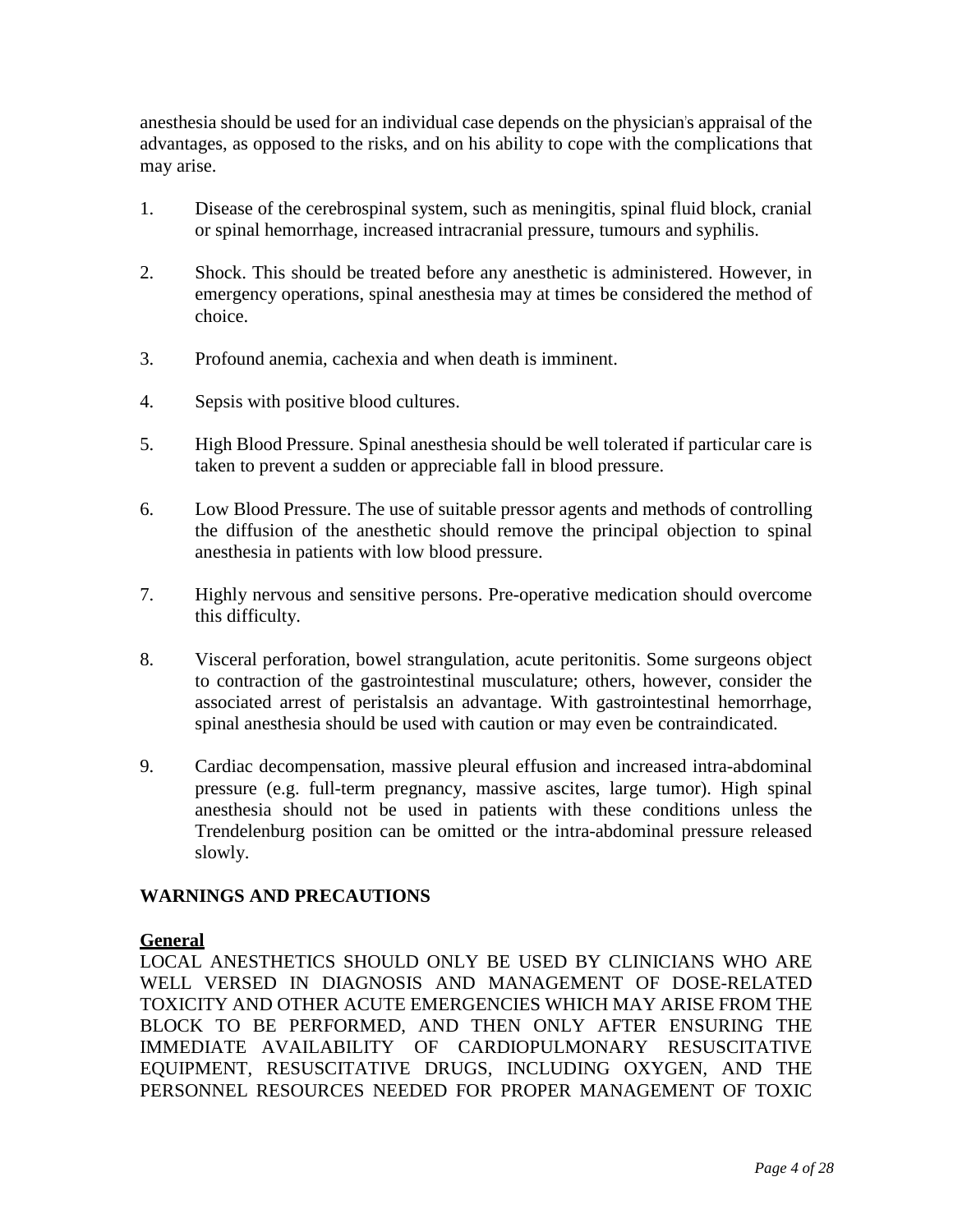anesthesia should be used for an individual case depends on the physician's appraisal of the advantages, as opposed to the risks, and on his ability to cope with the complications that may arise.

1. Disease of the cerebrospinal system, such as meningitis, spinal fluid block, cranial or spinal hemorrhage, increased intracranial pressure, tumours and syphilis.

2. Shock. This should be treated before any anesthetic is administered. However, in emergency operations, spinal anesthesia may at times be considered the method of choice.

3. Profound anemia, cachexia and when death is imminent.

4. Sepsis with positive blood cultures.

5. High Blood Pressure. Spinal anesthesia should be well tolerated if particular care is taken to prevent a sudden or appreciable fall in blood pressure.

6. Low Blood Pressure. The use of suitable pressor agents and methods of controlling the diffusion of the anesthetic should remove the principal objection to spinal anesthesia in patients with low blood pressure.

7. Highly nervous and sensitive persons. Pre-operative medication should overcome this difficulty.

8. Visceral perforation, bowel strangulation, acute peritonitis. Some surgeons object to contraction of the gastrointestinal musculature; others, however, consider the associated arrest of peristalsis an advantage. With gastrointestinal hemorrhage, spinal anesthesia should be used with caution or may even be contraindicated.

9. Cardiac decompensation, massive pleural effusion and increased intra-abdominal pressure (e.g. full-term pregnancy, massive ascites, large tumor). High spinal anesthesia should not be used in patients with these conditions unless the Trendelenburg position can be omitted or the intra-abdominal pressure released slowly.

## WARNINGS AND PRECAUTIONS

### General

LOCAL ANESTHETICS SHOULD ONLY BE USED BY CLINICIANS WHO ARE WELL VERSED IN DIAGNOSIS AND MANAGEMENT OF DOSE-RELATED TOXICITY AND OTHER ACUTE EMERGENCIES WHICH MAY ARISE FROM THE BLOCK TO BE PERFORMED, AND THEN ONLY AFTER ENSURING THE IMMEDIATE AVAILABILITY OF CARDIOPULMONARY RESUSCITATIVE EQUIPMENT, RESUSCITATIVE DRUGS, INCLUDING OXYGEN, AND THE PERSONNEL RESOURCES NEEDED FOR PROPER MANAGEMENT OF TOXIC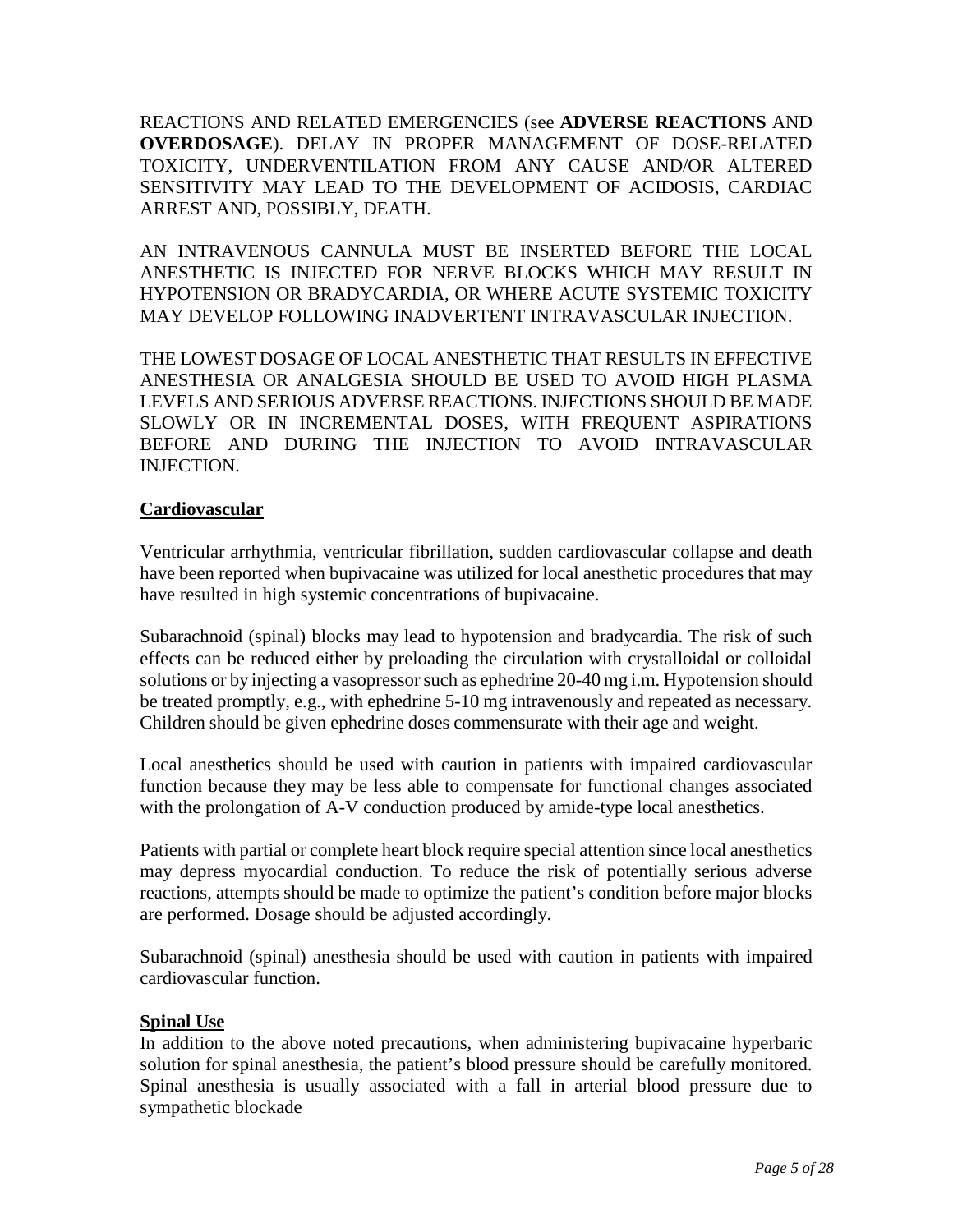REACTIONS AND RELATED EMERGENCIES (see **ADVERSE REACTIONS** AND **OVERDOSAGE**). DELAY IN PROPER MANAGEMENT OF DOSE-RELATED TOXICITY, UNDERVENTILATION FROM ANY CAUSE AND/OR ALTERED SENSITIVITY MAY LEAD TO THE DEVELOPMENT OF ACIDOSIS, CARDIAC ARREST AND, POSSIBLY, DEATH.

AN INTRAVENOUS CANNULA MUST BE INSERTED BEFORE THE LOCAL ANESTHETIC IS INJECTED FOR NERVE BLOCKS WHICH MAY RESULT IN HYPOTENSION OR BRADYCARDIA, OR WHERE ACUTE SYSTEMIC TOXICITY MAY DEVELOP FOLLOWING INADVERTENT INTRAVASCULAR INJECTION.

THE LOWEST DOSAGE OF LOCAL ANESTHETIC THAT RESULTS IN EFFECTIVE ANESTHESIA OR ANALGESIA SHOULD BE USED TO AVOID HIGH PLASMA LEVELS AND SERIOUS ADVERSE REACTIONS. INJECTIONS SHOULD BE MADE SLOWLY OR IN INCREMENTAL DOSES, WITH FREQUENT ASPIRATIONS BEFORE AND DURING THE INJECTION TO AVOID INTRAVASCULAR INJECTION.

**Cardiovascular**

Ventricular arrhythmia, ventricular fibrillation, sudden cardiovascular collapse and death have been reported when bupivacaine was utilized for local anesthetic procedures that may have resulted in high systemic concentrations of bupivacaine.

Subarachnoid (spinal) blocks may lead to hypotension and bradycardia. The risk of such effects can be reduced either by preloading the circulation with crystalloidal or colloidal solutions or by injecting a vasopressor such as ephedrine 20-40 mg i.m. Hypotension should be treated promptly, e.g., with ephedrine 5-10 mg intravenously and repeated as necessary. Children should be given ephedrine doses commensurate with their age and weight.

Local anesthetics should be used with caution in patients with impaired cardiovascular function because they may be less able to compensate for functional changes associated with the prolongation of A-V conduction produced by amide-type local anesthetics.

Patients with partial or complete heart block require special attention since local anesthetics may depress myocardial conduction. To reduce the risk of potentially serious adverse reactions, attempts should be made to optimize the patient's condition before major blocks are performed. Dosage should be adjusted accordingly.

Subarachnoid (spinal) anesthesia should be used with caution in patients with impaired cardiovascular function.

**Spinal Use**

In addition to the above noted precautions, when administering bupivacaine hyperbaric solution for spinal anesthesia, the patient's blood pressure should be carefully monitored. Spinal anesthesia is usually associated with a fall in arterial blood pressure due to sympathetic blockade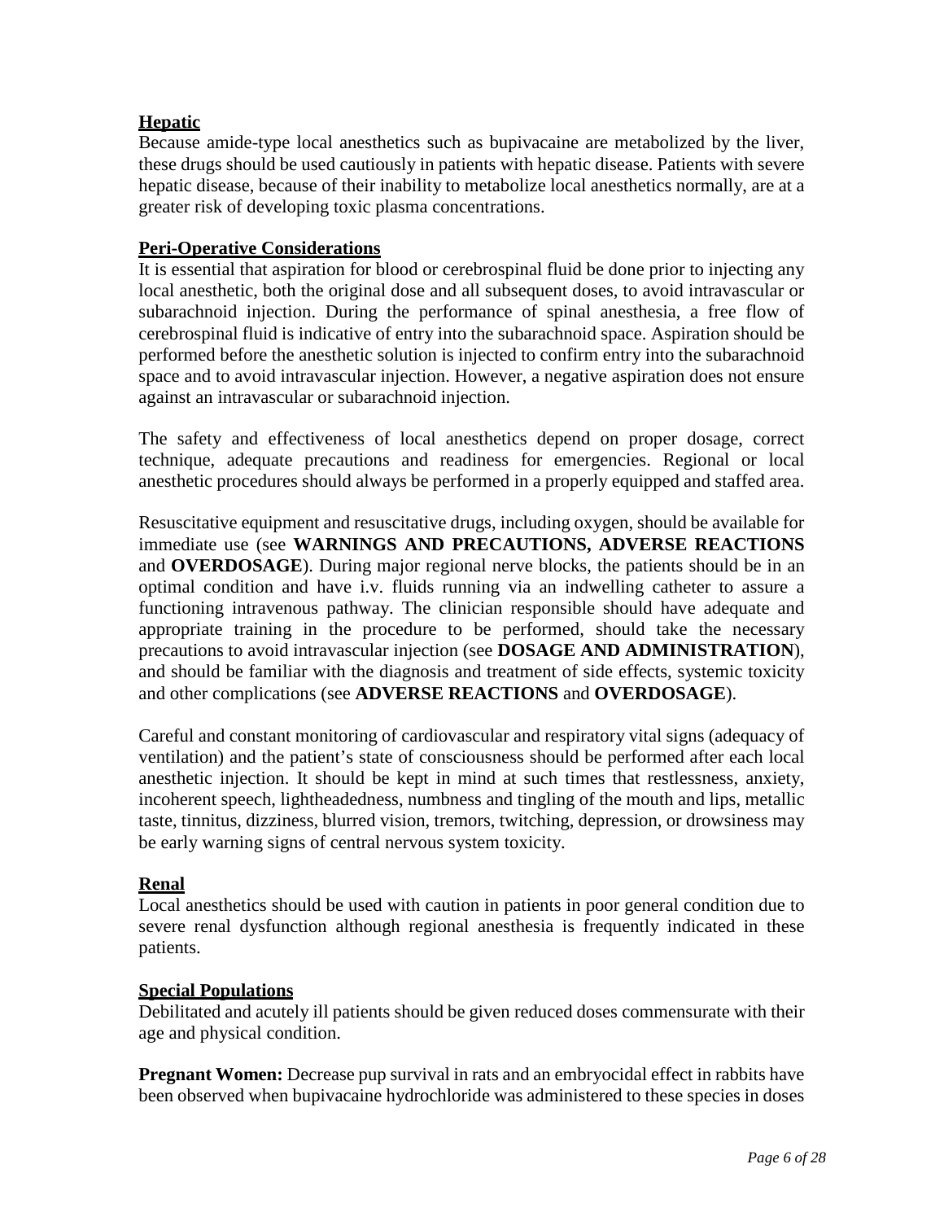**Hepatic**

Because amide-type local anesthetics such as bupivacaine are metabolized by the liver, these drugs should be used cautiously in patients with hepatic disease. Patients with severe hepatic disease, because of their inability to metabolize local anesthetics normally, are at a greater risk of developing toxic plasma concentrations.

**Peri-Operative Considerations**

It is essential that aspiration for blood or cerebrospinal fluid be done prior to injecting any local anesthetic, both the original dose and all subsequent doses, to avoid intravascular or subarachnoid injection. During the performance of spinal anesthesia, a free flow of cerebrospinal fluid is indicative of entry into the subarachnoid space. Aspiration should be performed before the anesthetic solution is injected to confirm entry into the subarachnoid space and to avoid intravascular injection. However, a negative aspiration does not ensure against an intravascular or subarachnoid injection.

The safety and effectiveness of local anesthetics depend on proper dosage, correct technique, adequate precautions and readiness for emergencies. Regional or local anesthetic procedures should always be performed in a properly equipped and staffed area.

Resuscitative equipment and resuscitative drugs, including oxygen, should be available for immediate use (see **WARNINGS AND PRECAUTIONS, ADVERSE REACTIONS** and **OVERDOSAGE**). During major regional nerve blocks, the patients should be in an optimal condition and have i.v. fluids running via an indwelling catheter to assure a functioning intravenous pathway. The clinician responsible should have adequate and appropriate training in the procedure to be performed, should take the necessary precautions to avoid intravascular injection (see **DOSAGE AND ADMINISTRATION**), and should be familiar with the diagnosis and treatment of side effects, systemic toxicity and other complications (see **ADVERSE REACTIONS** and **OVERDOSAGE**).

Careful and constant monitoring of cardiovascular and respiratory vital signs (adequacy of ventilation) and the patient's state of consciousness should be performed after each local anesthetic injection. It should be kept in mind at such times that restlessness, anxiety, incoherent speech, lightheadedness, numbness and tingling of the mouth and lips, metallic taste, tinnitus, dizziness, blurred vision, tremors, twitching, depression, or drowsiness may be early warning signs of central nervous system toxicity.

**Renal**

Local anesthetics should be used with caution in patients in poor general condition due to severe renal dysfunction although regional anesthesia is frequently indicated in these patients.

**Special Populations**

Debilitated and acutely ill patients should be given reduced doses commensurate with their age and physical condition.

**Pregnant Women:** Decrease pup survival in rats and an embryocidal effect in rabbits have been observed when bupivacaine hydrochloride was administered to these species in doses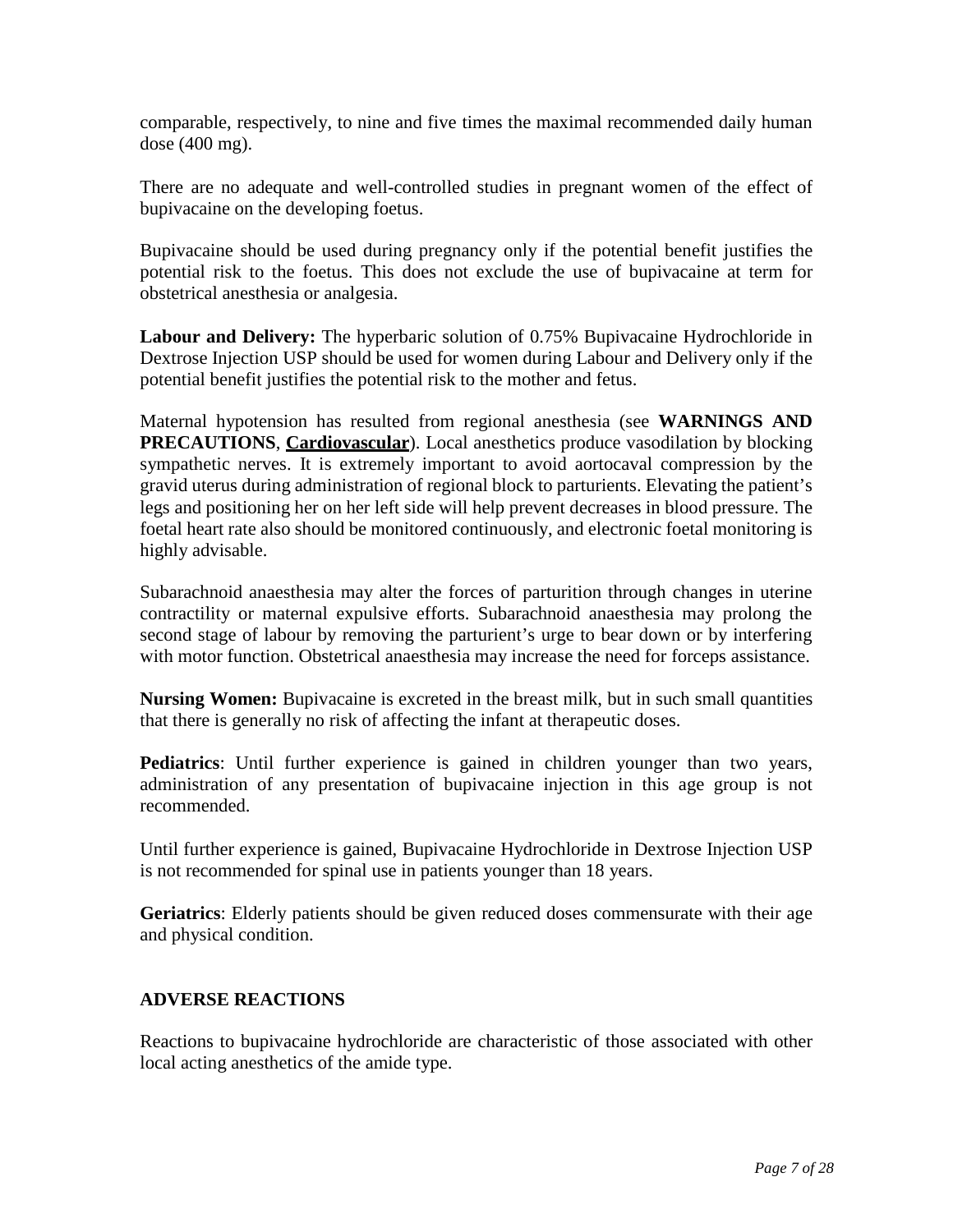comparable, respectively, to nine and five times the maximal recommended daily human dose (400 mg).

There are no adequate and well-controlled studies in pregnant women of the effect of bupivacaine on the developing foetus.

Bupivacaine should be used during pregnancy only if the potential benefit justifies the potential risk to the foetus. This does not exclude the use of bupivacaine at term for obstetrical anesthesia or analgesia.

**Labour and Delivery:** The hyperbaric solution of 0.75% Bupivacaine Hydrochloride in Dextrose Injection USP should be used for women during Labour and Delivery only if the potential benefit justifies the potential risk to the mother and fetus.

Maternal hypotension has resulted from regional anesthesia (see **WARNINGS AND PRECAUTIONS**, **Cardiovascular**). Local anesthetics produce vasodilation by blocking sympathetic nerves. It is extremely important to avoid aortocaval compression by the gravid uterus during administration of regional block to parturients. Elevating the patient's legs and positioning her on her left side will help prevent decreases in blood pressure. The foetal heart rate also should be monitored continuously, and electronic foetal monitoring is highly advisable.

Subarachnoid anaesthesia may alter the forces of parturition through changes in uterine contractility or maternal expulsive efforts. Subarachnoid anaesthesia may prolong the second stage of labour by removing the parturient's urge to bear down or by interfering with motor function. Obstetrical anaesthesia may increase the need for forceps assistance.

**Nursing Women:** Bupivacaine is excreted in the breast milk, but in such small quantities that there is generally no risk of affecting the infant at therapeutic doses.

**Pediatrics**: Until further experience is gained in children younger than two years, administration of any presentation of bupivacaine injection in this age group is not recommended.

Until further experience is gained, Bupivacaine Hydrochloride in Dextrose Injection USP is not recommended for spinal use in patients younger than 18 years.

**Geriatrics**: Elderly patients should be given reduced doses commensurate with their age and physical condition.

## ADVERSE REACTIONS

Reactions to bupivacaine hydrochloride are characteristic of those associated with other local acting anesthetics of the amide type.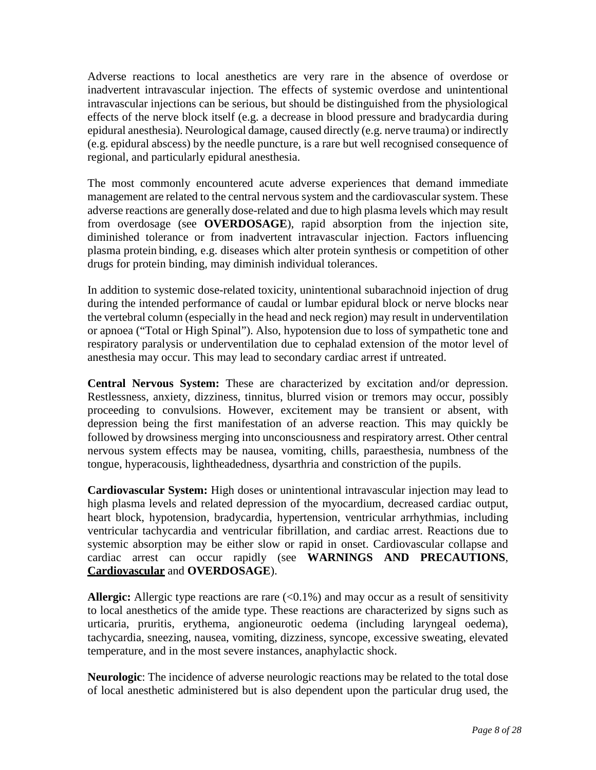Adverse reactions to local anesthetics are very rare in the absence of overdose or inadvertent intravascular injection. The effects of systemic overdose and unintentional intravascular injections can be serious, but should be distinguished from the physiological effects of the nerve block itself (e.g. a decrease in blood pressure and bradycardia during epidural anesthesia). Neurological damage, caused directly (e.g. nerve trauma) or indirectly (e.g. epidural abscess) by the needle puncture, is a rare but well recognised consequence of regional, and particularly epidural anesthesia.

The most commonly encountered acute adverse experiences that demand immediate management are related to the central nervous system and the cardiovascular system. These adverse reactions are generally dose-related and due to high plasma levels which may result from overdosage (see **OVERDOSAGE**), rapid absorption from the injection site, diminished tolerance or from inadvertent intravascular injection. Factors influencing plasma protein binding, e.g. diseases which alter protein synthesis or competition of other drugs for protein binding, may diminish individual tolerances.

In addition to systemic dose-related toxicity, unintentional subarachnoid injection of drug during the intended performance of caudal or lumbar epidural block or nerve blocks near the vertebral column (especially in the head and neck region) may result in underventilation or apnoea ("Total or High Spinal"). Also, hypotension due to loss of sympathetic tone and respiratory paralysis or underventilation due to cephalad extension of the motor level of anesthesia may occur. This may lead to secondary cardiac arrest if untreated.

**Central Nervous System:** These are characterized by excitation and/or depression. Restlessness, anxiety, dizziness, tinnitus, blurred vision or tremors may occur, possibly proceeding to convulsions. However, excitement may be transient or absent, with depression being the first manifestation of an adverse reaction. This may quickly be followed by drowsiness merging into unconsciousness and respiratory arrest. Other central nervous system effects may be nausea, vomiting, chills, paraesthesia, numbness of the tongue, hyperacousis, lightheadedness, dysarthria and constriction of the pupils.

**Cardiovascular System:** High doses or unintentional intravascular injection may lead to high plasma levels and related depression of the myocardium, decreased cardiac output, heart block, hypotension, bradycardia, hypertension, ventricular arrhythmias, including ventricular tachycardia and ventricular fibrillation, and cardiac arrest. Reactions due to systemic absorption may be either slow or rapid in onset. Cardiovascular collapse and cardiac arrest can occur rapidly (see **WARNINGS AND PRECAUTIONS**, **Cardiovascular** and **OVERDOSAGE**).

**Allergic:** Allergic type reactions are rare (<0.1%) and may occur as a result of sensitivity to local anesthetics of the amide type. These reactions are characterized by signs such as urticaria, pruritis, erythema, angioneurotic oedema (including laryngeal oedema), tachycardia, sneezing, nausea, vomiting, dizziness, syncope, excessive sweating, elevated temperature, and in the most severe instances, anaphylactic shock.

**Neurologic**: The incidence of adverse neurologic reactions may be related to the total dose of local anesthetic administered but is also dependent upon the particular drug used, the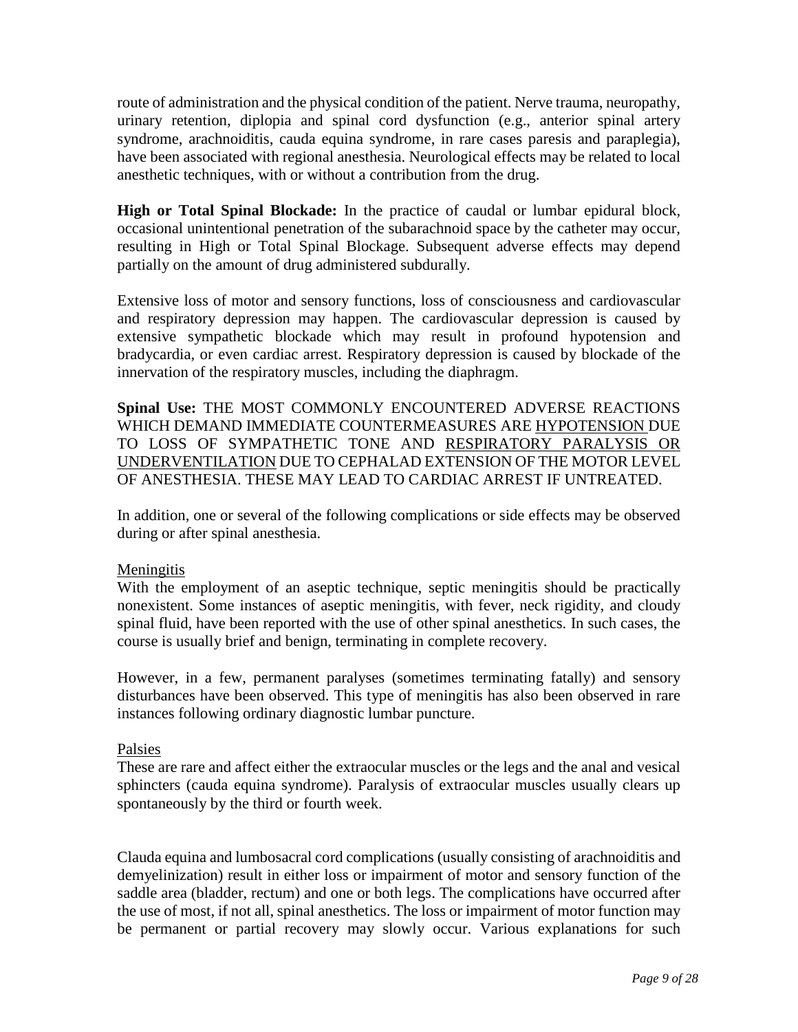route of administration and the physical condition of the patient. Nerve trauma, neuropathy, urinary retention, diplopia and spinal cord dysfunction (e.g., anterior spinal artery syndrome, arachnoiditis, cauda equina syndrome, in rare cases paresis and paraplegia), have been associated with regional anesthesia. Neurological effects may be related to local anesthetic techniques, with or without a contribution from the drug.

**High or Total Spinal Blockade:** In the practice of caudal or lumbar epidural block, occasional unintentional penetration of the subarachnoid space by the catheter may occur, resulting in High or Total Spinal Blockage. Subsequent adverse effects may depend partially on the amount of drug administered subdurally.

Extensive loss of motor and sensory functions, loss of consciousness and cardiovascular and respiratory depression may happen. The cardiovascular depression is caused by extensive sympathetic blockade which may result in profound hypotension and bradycardia, or even cardiac arrest. Respiratory depression is caused by blockade of the innervation of the respiratory muscles, including the diaphragm.

**Spinal Use:** THE MOST COMMONLY ENCOUNTERED ADVERSE REACTIONS WHICH DEMAND IMMEDIATE COUNTERMEASURES ARE <u>HYPOTENSION</u> DUE TO LOSS OF SYMPATHETIC TONE AND <u>RESPIRATORY PARALYSIS OR UNDERVENTILATION</u> DUE TO CEPHALAD EXTENSION OF THE MOTOR LEVEL OF ANESTHESIA. THESE MAY LEAD TO CARDIAC ARREST IF UNTREATED.

In addition, one or several of the following complications or side effects may be observed during or after spinal anesthesia.

<u>Meningitis</u>

With the employment of an aseptic technique, septic meningitis should be practically nonexistent. Some instances of aseptic meningitis, with fever, neck rigidity, and cloudy spinal fluid, have been reported with the use of other spinal anesthetics. In such cases, the course is usually brief and benign, terminating in complete recovery.

However, in a few, permanent paralyses (sometimes terminating fatally) and sensory disturbances have been observed. This type of meningitis has also been observed in rare instances following ordinary diagnostic lumbar puncture.

<u>Palsies</u>

These are rare and affect either the extraocular muscles or the legs and the anal and vesical sphincters (cauda equina syndrome). Paralysis of extraocular muscles usually clears up spontaneously by the third or fourth week.

Clauda equina and lumbosacral cord complications (usually consisting of arachnoiditis and demyelinization) result in either loss or impairment of motor and sensory function of the saddle area (bladder, rectum) and one or both legs. The complications have occurred after the use of most, if not all, spinal anesthetics. The loss or impairment of motor function may be permanent or partial recovery may slowly occur. Various explanations for such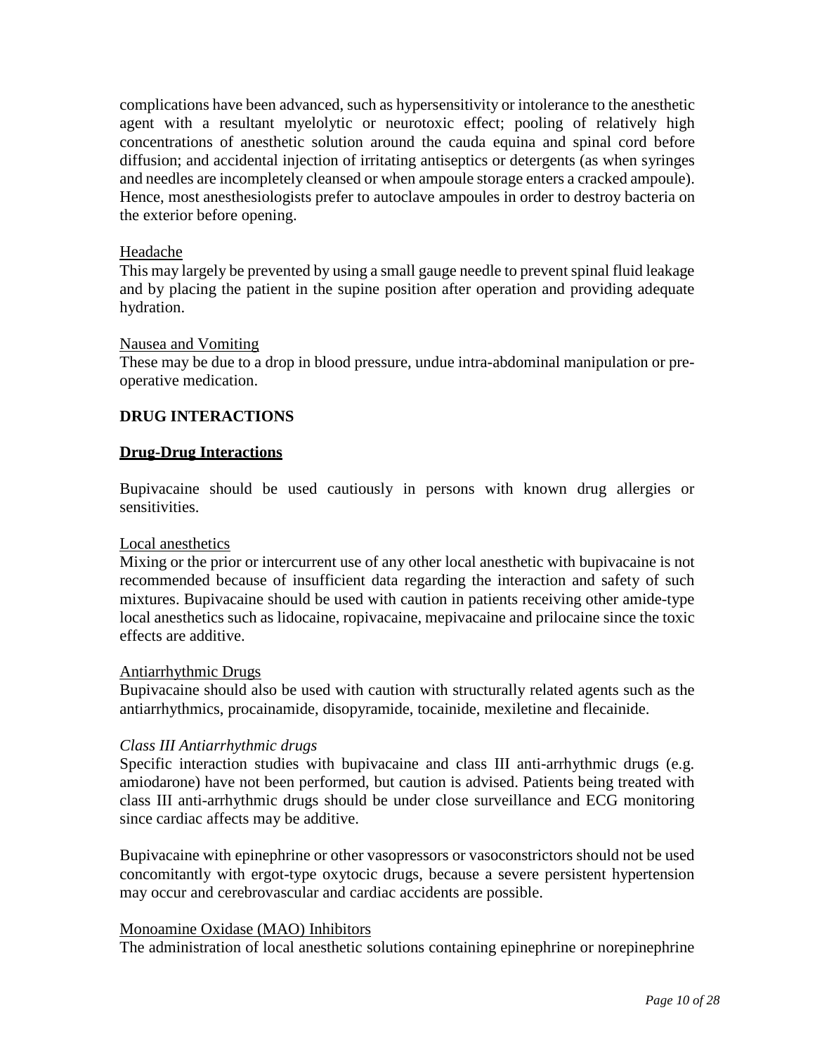complications have been advanced, such as hypersensitivity or intolerance to the anesthetic agent with a resultant myelolytic or neurotoxic effect; pooling of relatively high concentrations of anesthetic solution around the cauda equina and spinal cord before diffusion; and accidental injection of irritating antiseptics or detergents (as when syringes and needles are incompletely cleansed or when ampoule storage enters a cracked ampoule). Hence, most anesthesiologists prefer to autoclave ampoules in order to destroy bacteria on the exterior before opening.

Headache

This may largely be prevented by using a small gauge needle to prevent spinal fluid leakage and by placing the patient in the supine position after operation and providing adequate hydration.

Nausea and Vomiting

These may be due to a drop in blood pressure, undue intra-abdominal manipulation or pre-operative medication.

## DRUG INTERACTIONS

### Drug-Drug Interactions

Bupivacaine should be used cautiously in persons with known drug allergies or sensitivities.

Local anesthetics

Mixing or the prior or intercurrent use of any other local anesthetic with bupivacaine is not recommended because of insufficient data regarding the interaction and safety of such mixtures. Bupivacaine should be used with caution in patients receiving other amide-type local anesthetics such as lidocaine, ropivacaine, mepivacaine and prilocaine since the toxic effects are additive.

Antiarrhythmic Drugs

Bupivacaine should also be used with caution with structurally related agents such as the antiarrhythmics, procainamide, disopyramide, tocainide, mexiletine and flecainide.

*Class III Antiarrhythmic drugs*

Specific interaction studies with bupivacaine and class III anti-arrhythmic drugs (e.g. amiodarone) have not been performed, but caution is advised. Patients being treated with class III anti-arrhythmic drugs should be under close surveillance and ECG monitoring since cardiac affects may be additive.

Bupivacaine with epinephrine or other vasopressors or vasoconstrictors should not be used concomitantly with ergot-type oxytocic drugs, because a severe persistent hypertension may occur and cerebrovascular and cardiac accidents are possible.

Monoamine Oxidase (MAO) Inhibitors

The administration of local anesthetic solutions containing epinephrine or norepinephrine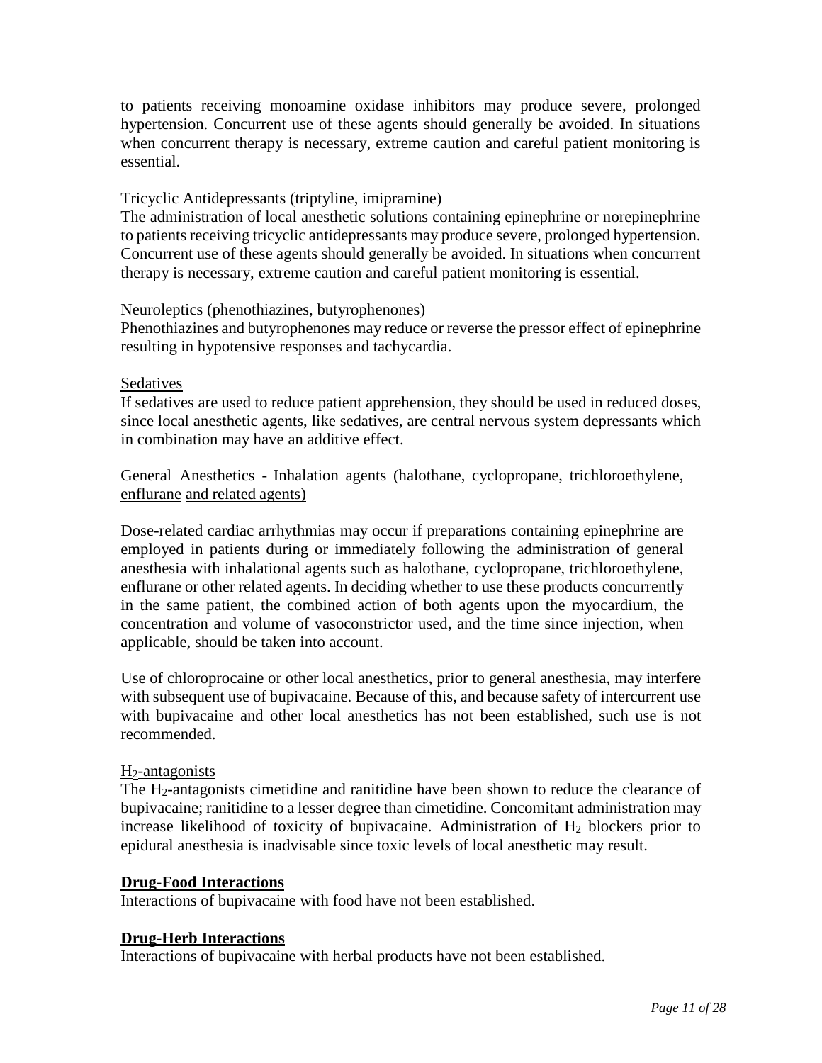to patients receiving monoamine oxidase inhibitors may produce severe, prolonged hypertension. Concurrent use of these agents should generally be avoided. In situations when concurrent therapy is necessary, extreme caution and careful patient monitoring is essential.

Tricyclic Antidepressants (triptyline, imipramine)

The administration of local anesthetic solutions containing epinephrine or norepinephrine to patients receiving tricyclic antidepressants may produce severe, prolonged hypertension. Concurrent use of these agents should generally be avoided. In situations when concurrent therapy is necessary, extreme caution and careful patient monitoring is essential.

Neuroleptics (phenothiazines, butyrophenones)

Phenothiazines and butyrophenones may reduce or reverse the pressor effect of epinephrine resulting in hypotensive responses and tachycardia.

Sedatives

If sedatives are used to reduce patient apprehension, they should be used in reduced doses, since local anesthetic agents, like sedatives, are central nervous system depressants which in combination may have an additive effect.

General Anesthetics - Inhalation agents (halothane, cyclopropane, trichloroethylene, enflurane and related agents)

Dose-related cardiac arrhythmias may occur if preparations containing epinephrine are employed in patients during or immediately following the administration of general anesthesia with inhalational agents such as halothane, cyclopropane, trichloroethylene, enflurane or other related agents. In deciding whether to use these products concurrently in the same patient, the combined action of both agents upon the myocardium, the concentration and volume of vasoconstrictor used, and the time since injection, when applicable, should be taken into account.

Use of chloroprocaine or other local anesthetics, prior to general anesthesia, may interfere with subsequent use of bupivacaine. Because of this, and because safety of intercurrent use with bupivacaine and other local anesthetics has not been established, such use is not recommended.

$H_2$-antagonists

The $H_2$-antagonists cimetidine and ranitidine have been shown to reduce the clearance of bupivacaine; ranitidine to a lesser degree than cimetidine. Concomitant administration may increase likelihood of toxicity of bupivacaine. Administration of $H_2$ blockers prior to epidural anesthesia is inadvisable since toxic levels of local anesthetic may result.

**Drug-Food Interactions**

Interactions of bupivacaine with food have not been established.

**Drug-Herb Interactions**

Interactions of bupivacaine with herbal products have not been established.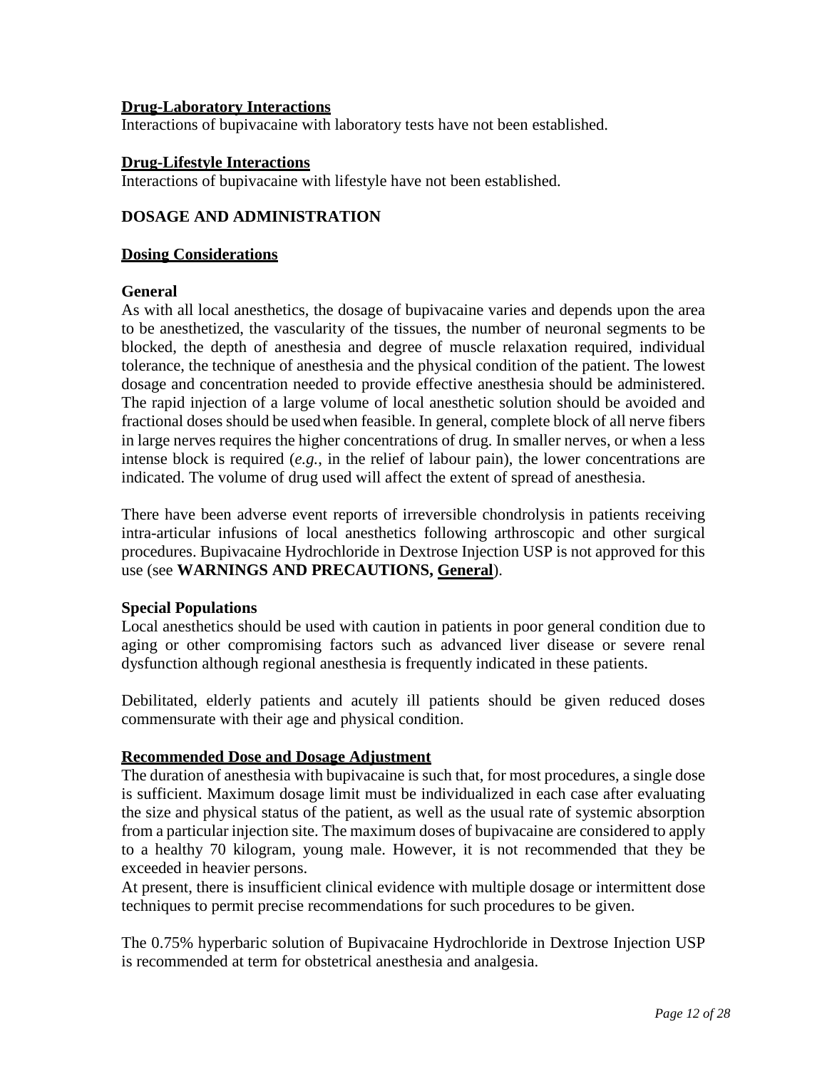**Drug-Laboratory Interactions**

Interactions of bupivacaine with laboratory tests have not been established.

**Drug-Lifestyle Interactions**

Interactions of bupivacaine with lifestyle have not been established.

## DOSAGE AND ADMINISTRATION

**Dosing Considerations**

**General**

As with all local anesthetics, the dosage of bupivacaine varies and depends upon the area to be anesthetized, the vascularity of the tissues, the number of neuronal segments to be blocked, the depth of anesthesia and degree of muscle relaxation required, individual tolerance, the technique of anesthesia and the physical condition of the patient. The lowest dosage and concentration needed to provide effective anesthesia should be administered. The rapid injection of a large volume of local anesthetic solution should be avoided and fractional doses should be used when feasible. In general, complete block of all nerve fibers in large nerves requires the higher concentrations of drug. In smaller nerves, or when a less intense block is required (*e.g.*, in the relief of labour pain), the lower concentrations are indicated. The volume of drug used will affect the extent of spread of anesthesia.

There have been adverse event reports of irreversible chondrolysis in patients receiving intra-articular infusions of local anesthetics following arthroscopic and other surgical procedures. Bupivacaine Hydrochloride in Dextrose Injection USP is not approved for this use (see **WARNINGS AND PRECAUTIONS, General**).

**Special Populations**

Local anesthetics should be used with caution in patients in poor general condition due to aging or other compromising factors such as advanced liver disease or severe renal dysfunction although regional anesthesia is frequently indicated in these patients.

Debilitated, elderly patients and acutely ill patients should be given reduced doses commensurate with their age and physical condition.

**Recommended Dose and Dosage Adjustment**

The duration of anesthesia with bupivacaine is such that, for most procedures, a single dose is sufficient. Maximum dosage limit must be individualized in each case after evaluating the size and physical status of the patient, as well as the usual rate of systemic absorption from a particular injection site. The maximum doses of bupivacaine are considered to apply to a healthy 70 kilogram, young male. However, it is not recommended that they be exceeded in heavier persons.

At present, there is insufficient clinical evidence with multiple dosage or intermittent dose techniques to permit precise recommendations for such procedures to be given.

The 0.75% hyperbaric solution of Bupivacaine Hydrochloride in Dextrose Injection USP is recommended at term for obstetrical anesthesia and analgesia.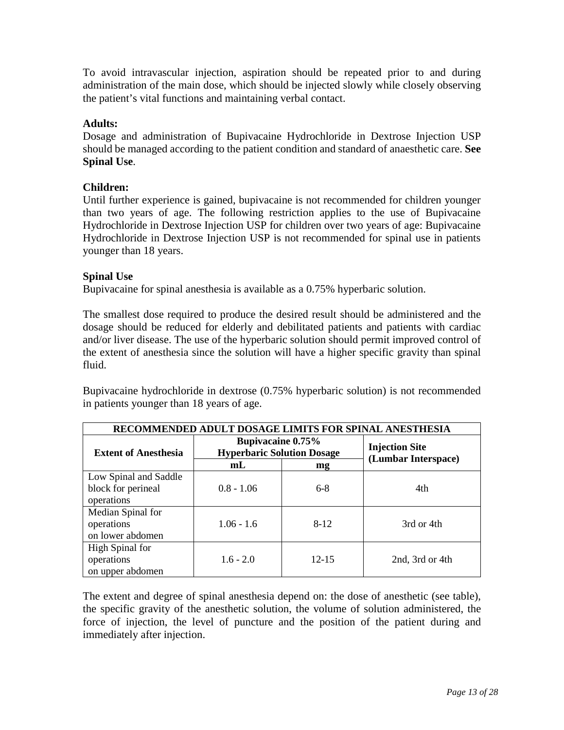To avoid intravascular injection, aspiration should be repeated prior to and during administration of the main dose, which should be injected slowly while closely observing the patient's vital functions and maintaining verbal contact.

**Adults:**

Dosage and administration of Bupivacaine Hydrochloride in Dextrose Injection USP should be managed according to the patient condition and standard of anaesthetic care. **See Spinal Use**.

**Children:**

Until further experience is gained, bupivacaine is not recommended for children younger than two years of age. The following restriction applies to the use of Bupivacaine Hydrochloride in Dextrose Injection USP for children over two years of age: Bupivacaine Hydrochloride in Dextrose Injection USP is not recommended for spinal use in patients younger than 18 years.

**Spinal Use**

Bupivacaine for spinal anesthesia is available as a 0.75% hyperbaric solution.

The smallest dose required to produce the desired result should be administered and the dosage should be reduced for elderly and debilitated patients and patients with cardiac and/or liver disease. The use of the hyperbaric solution should permit improved control of the extent of anesthesia since the solution will have a higher specific gravity than spinal fluid.

Bupivacaine hydrochloride in dextrose (0.75% hyperbaric solution) is not recommended in patients younger than 18 years of age.

| RECOMMENDED ADULT DOSAGE LIMITS FOR SPINAL ANESTHESIA | | | |
|---|---|---|---|
| **Extent of Anesthesia** | **Bupivacaine 0.75% Hyperbaric Solution Dosage** | | **Injection Site (Lumbar Interspace)** |
| | **mL** | **mg** | |
| Low Spinal and Saddle block for perineal operations | 0.8 - 1.06 | 6-8 | 4th |
| Median Spinal for operations on lower abdomen | 1.06 - 1.6 | 8-12 | 3rd or 4th |
| High Spinal for operations on upper abdomen | 1.6 - 2.0 | 12-15 | 2nd, 3rd or 4th |

The extent and degree of spinal anesthesia depend on: the dose of anesthetic (see table), the specific gravity of the anesthetic solution, the volume of solution administered, the force of injection, the level of puncture and the position of the patient during and immediately after injection.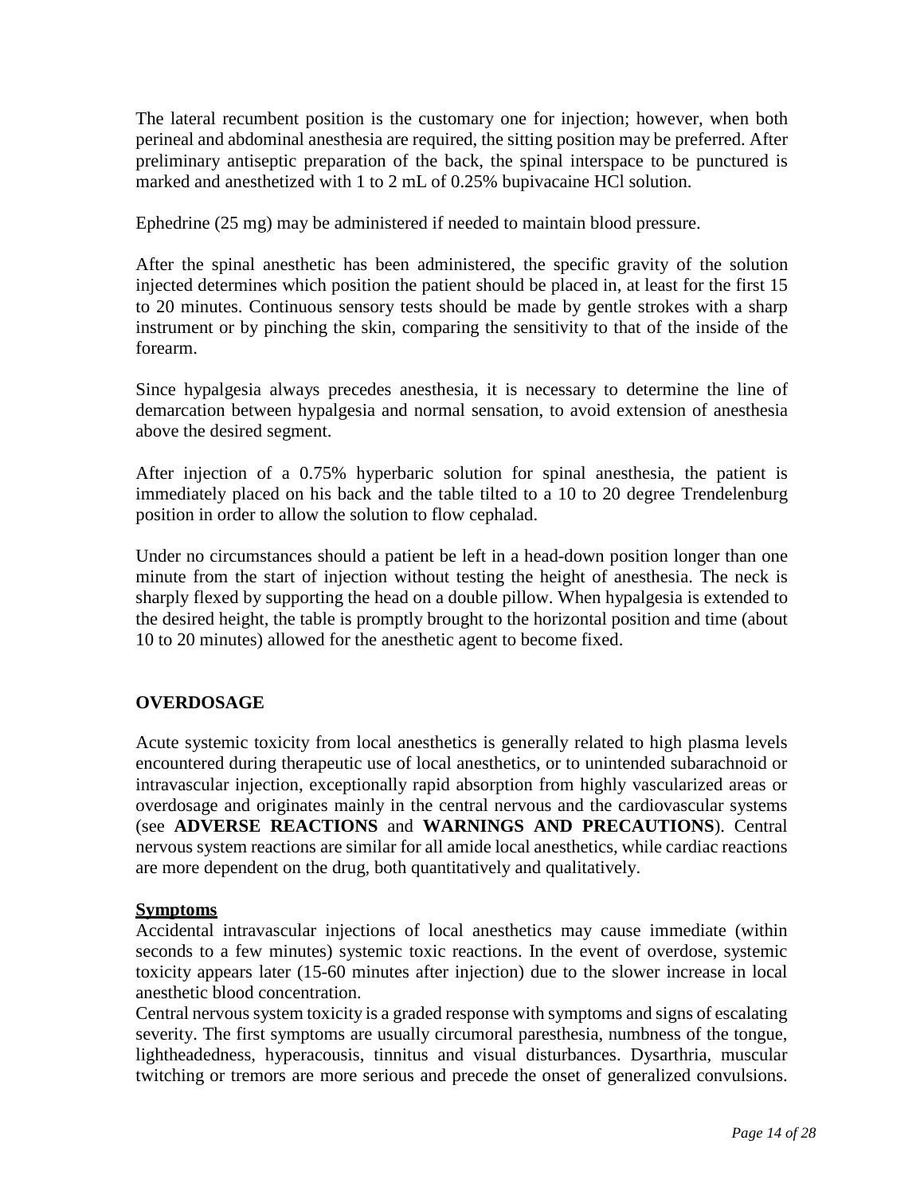The lateral recumbent position is the customary one for injection; however, when both perineal and abdominal anesthesia are required, the sitting position may be preferred. After preliminary antiseptic preparation of the back, the spinal interspace to be punctured is marked and anesthetized with 1 to 2 mL of 0.25% bupivacaine HCl solution.

Ephedrine (25 mg) may be administered if needed to maintain blood pressure.

After the spinal anesthetic has been administered, the specific gravity of the solution injected determines which position the patient should be placed in, at least for the first 15 to 20 minutes. Continuous sensory tests should be made by gentle strokes with a sharp instrument or by pinching the skin, comparing the sensitivity to that of the inside of the forearm.

Since hypalgesia always precedes anesthesia, it is necessary to determine the line of demarcation between hypalgesia and normal sensation, to avoid extension of anesthesia above the desired segment.

After injection of a 0.75% hyperbaric solution for spinal anesthesia, the patient is immediately placed on his back and the table tilted to a 10 to 20 degree Trendelenburg position in order to allow the solution to flow cephalad.

Under no circumstances should a patient be left in a head-down position longer than one minute from the start of injection without testing the height of anesthesia. The neck is sharply flexed by supporting the head on a double pillow. When hypalgesia is extended to the desired height, the table is promptly brought to the horizontal position and time (about 10 to 20 minutes) allowed for the anesthetic agent to become fixed.

## OVERDOSAGE

Acute systemic toxicity from local anesthetics is generally related to high plasma levels encountered during therapeutic use of local anesthetics, or to unintended subarachnoid or intravascular injection, exceptionally rapid absorption from highly vascularized areas or overdosage and originates mainly in the central nervous and the cardiovascular systems (see **ADVERSE REACTIONS** and **WARNINGS AND PRECAUTIONS**). Central nervous system reactions are similar for all amide local anesthetics, while cardiac reactions are more dependent on the drug, both quantitatively and qualitatively.

### Symptoms

Accidental intravascular injections of local anesthetics may cause immediate (within seconds to a few minutes) systemic toxic reactions. In the event of overdose, systemic toxicity appears later (15-60 minutes after injection) due to the slower increase in local anesthetic blood concentration.

Central nervous system toxicity is a graded response with symptoms and signs of escalating severity. The first symptoms are usually circumoral paresthesia, numbness of the tongue, lightheadedness, hyperacousis, tinnitus and visual disturbances. Dysarthria, muscular twitching or tremors are more serious and precede the onset of generalized convulsions.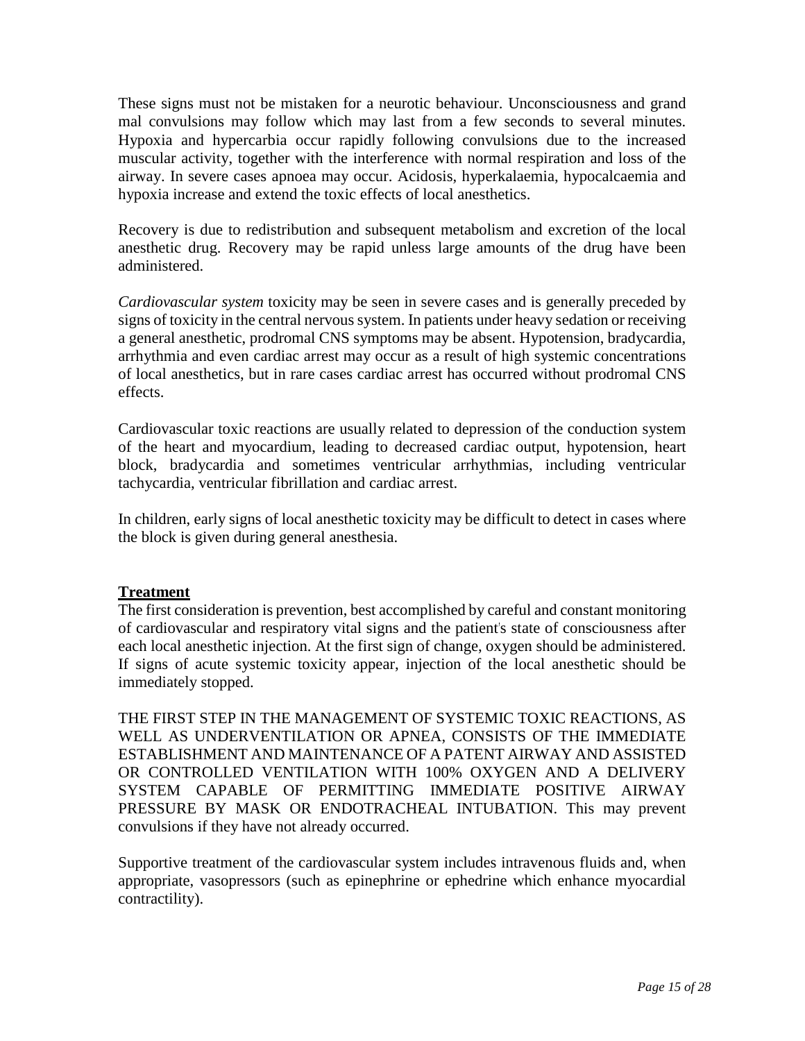These signs must not be mistaken for a neurotic behaviour. Unconsciousness and grand mal convulsions may follow which may last from a few seconds to several minutes. Hypoxia and hypercarbia occur rapidly following convulsions due to the increased muscular activity, together with the interference with normal respiration and loss of the airway. In severe cases apnoea may occur. Acidosis, hyperkalaemia, hypocalcaemia and hypoxia increase and extend the toxic effects of local anesthetics.

Recovery is due to redistribution and subsequent metabolism and excretion of the local anesthetic drug. Recovery may be rapid unless large amounts of the drug have been administered.

*Cardiovascular system* toxicity may be seen in severe cases and is generally preceded by signs of toxicity in the central nervous system. In patients under heavy sedation or receiving a general anesthetic, prodromal CNS symptoms may be absent. Hypotension, bradycardia, arrhythmia and even cardiac arrest may occur as a result of high systemic concentrations of local anesthetics, but in rare cases cardiac arrest has occurred without prodromal CNS effects.

Cardiovascular toxic reactions are usually related to depression of the conduction system of the heart and myocardium, leading to decreased cardiac output, hypotension, heart block, bradycardia and sometimes ventricular arrhythmias, including ventricular tachycardia, ventricular fibrillation and cardiac arrest.

In children, early signs of local anesthetic toxicity may be difficult to detect in cases where the block is given during general anesthesia.

**Treatment**

The first consideration is prevention, best accomplished by careful and constant monitoring of cardiovascular and respiratory vital signs and the patient's state of consciousness after each local anesthetic injection. At the first sign of change, oxygen should be administered. If signs of acute systemic toxicity appear, injection of the local anesthetic should be immediately stopped.

THE FIRST STEP IN THE MANAGEMENT OF SYSTEMIC TOXIC REACTIONS, AS WELL AS UNDERVENTILATION OR APNEA, CONSISTS OF THE IMMEDIATE ESTABLISHMENT AND MAINTENANCE OF A PATENT AIRWAY AND ASSISTED OR CONTROLLED VENTILATION WITH 100% OXYGEN AND A DELIVERY SYSTEM CAPABLE OF PERMITTING IMMEDIATE POSITIVE AIRWAY PRESSURE BY MASK OR ENDOTRACHEAL INTUBATION. This may prevent convulsions if they have not already occurred.

Supportive treatment of the cardiovascular system includes intravenous fluids and, when appropriate, vasopressors (such as epinephrine or ephedrine which enhance myocardial contractility).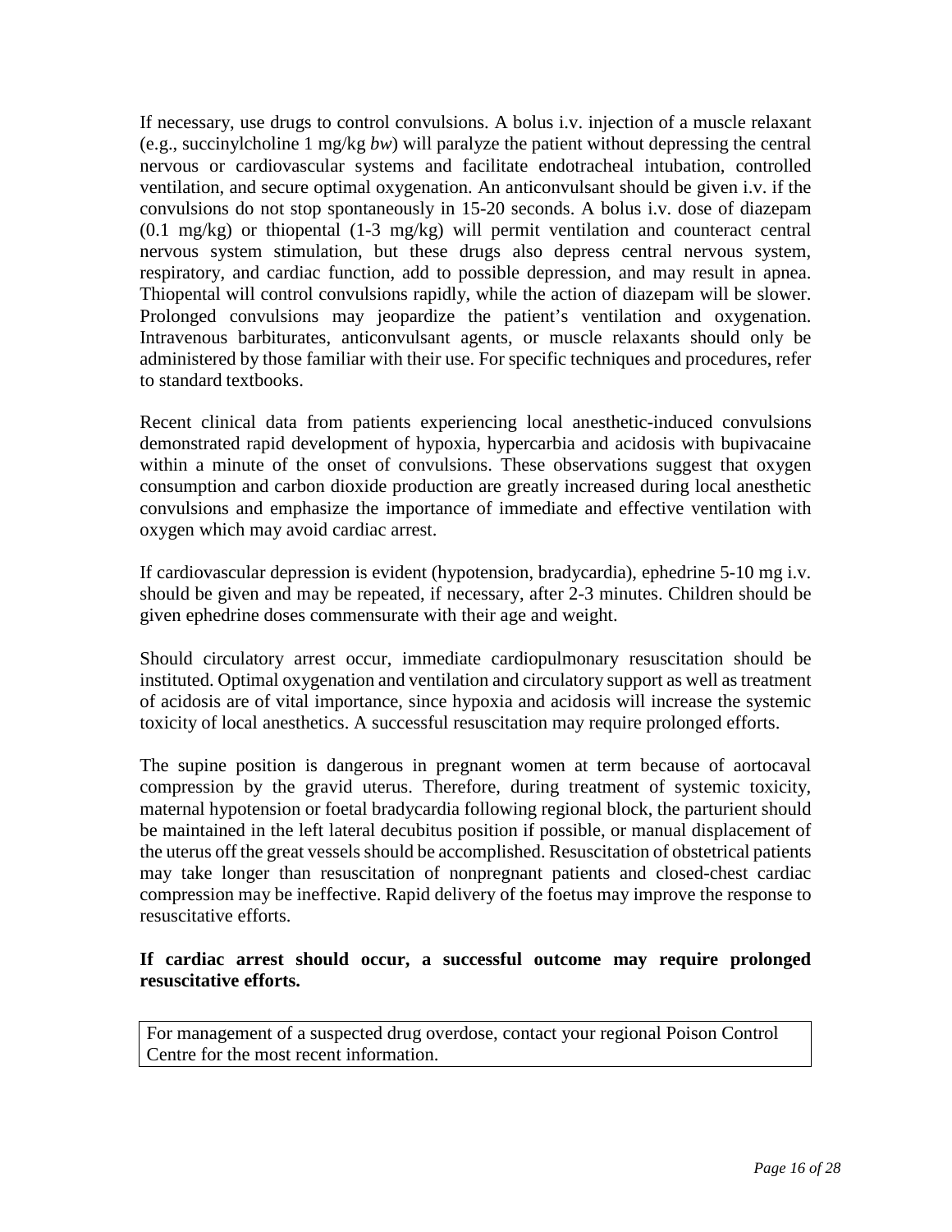If necessary, use drugs to control convulsions. A bolus i.v. injection of a muscle relaxant (e.g., succinylcholine 1 mg/kg *bw*) will paralyze the patient without depressing the central nervous or cardiovascular systems and facilitate endotracheal intubation, controlled ventilation, and secure optimal oxygenation. An anticonvulsant should be given i.v. if the convulsions do not stop spontaneously in 15-20 seconds. A bolus i.v. dose of diazepam (0.1 mg/kg) or thiopental (1-3 mg/kg) will permit ventilation and counteract central nervous system stimulation, but these drugs also depress central nervous system, respiratory, and cardiac function, add to possible depression, and may result in apnea. Thiopental will control convulsions rapidly, while the action of diazepam will be slower. Prolonged convulsions may jeopardize the patient's ventilation and oxygenation. Intravenous barbiturates, anticonvulsant agents, or muscle relaxants should only be administered by those familiar with their use. For specific techniques and procedures, refer to standard textbooks.

Recent clinical data from patients experiencing local anesthetic-induced convulsions demonstrated rapid development of hypoxia, hypercarbia and acidosis with bupivacaine within a minute of the onset of convulsions. These observations suggest that oxygen consumption and carbon dioxide production are greatly increased during local anesthetic convulsions and emphasize the importance of immediate and effective ventilation with oxygen which may avoid cardiac arrest.

If cardiovascular depression is evident (hypotension, bradycardia), ephedrine 5-10 mg i.v. should be given and may be repeated, if necessary, after 2-3 minutes. Children should be given ephedrine doses commensurate with their age and weight.

Should circulatory arrest occur, immediate cardiopulmonary resuscitation should be instituted. Optimal oxygenation and ventilation and circulatory support as well as treatment of acidosis are of vital importance, since hypoxia and acidosis will increase the systemic toxicity of local anesthetics. A successful resuscitation may require prolonged efforts.

The supine position is dangerous in pregnant women at term because of aortocaval compression by the gravid uterus. Therefore, during treatment of systemic toxicity, maternal hypotension or foetal bradycardia following regional block, the parturient should be maintained in the left lateral decubitus position if possible, or manual displacement of the uterus off the great vessels should be accomplished. Resuscitation of obstetrical patients may take longer than resuscitation of nonpregnant patients and closed-chest cardiac compression may be ineffective. Rapid delivery of the foetus may improve the response to resuscitative efforts.

**If cardiac arrest should occur, a successful outcome may require prolonged resuscitative efforts.**

| For management of a suspected drug overdose, contact your regional Poison Control Centre for the most recent information. |
|---|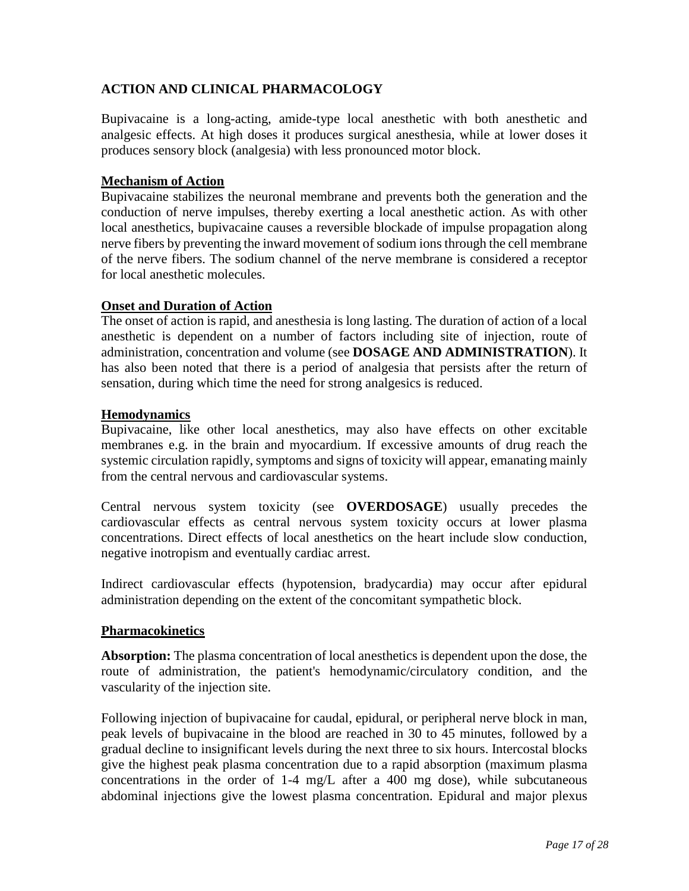## ACTION AND CLINICAL PHARMACOLOGY

Bupivacaine is a long-acting, amide-type local anesthetic with both anesthetic and analgesic effects. At high doses it produces surgical anesthesia, while at lower doses it produces sensory block (analgesia) with less pronounced motor block.

### Mechanism of Action

Bupivacaine stabilizes the neuronal membrane and prevents both the generation and the conduction of nerve impulses, thereby exerting a local anesthetic action. As with other local anesthetics, bupivacaine causes a reversible blockade of impulse propagation along nerve fibers by preventing the inward movement of sodium ions through the cell membrane of the nerve fibers. The sodium channel of the nerve membrane is considered a receptor for local anesthetic molecules.

### Onset and Duration of Action

The onset of action is rapid, and anesthesia is long lasting. The duration of action of a local anesthetic is dependent on a number of factors including site of injection, route of administration, concentration and volume (see **DOSAGE AND ADMINISTRATION**). It has also been noted that there is a period of analgesia that persists after the return of sensation, during which time the need for strong analgesics is reduced.

### Hemodynamics

Bupivacaine, like other local anesthetics, may also have effects on other excitable membranes e.g. in the brain and myocardium. If excessive amounts of drug reach the systemic circulation rapidly, symptoms and signs of toxicity will appear, emanating mainly from the central nervous and cardiovascular systems.

Central nervous system toxicity (see **OVERDOSAGE**) usually precedes the cardiovascular effects as central nervous system toxicity occurs at lower plasma concentrations. Direct effects of local anesthetics on the heart include slow conduction, negative inotropism and eventually cardiac arrest.

Indirect cardiovascular effects (hypotension, bradycardia) may occur after epidural administration depending on the extent of the concomitant sympathetic block.

### Pharmacokinetics

**Absorption:** The plasma concentration of local anesthetics is dependent upon the dose, the route of administration, the patient's hemodynamic/circulatory condition, and the vascularity of the injection site.

Following injection of bupivacaine for caudal, epidural, or peripheral nerve block in man, peak levels of bupivacaine in the blood are reached in 30 to 45 minutes, followed by a gradual decline to insignificant levels during the next three to six hours. Intercostal blocks give the highest peak plasma concentration due to a rapid absorption (maximum plasma concentrations in the order of 1-4 mg/L after a 400 mg dose), while subcutaneous abdominal injections give the lowest plasma concentration. Epidural and major plexus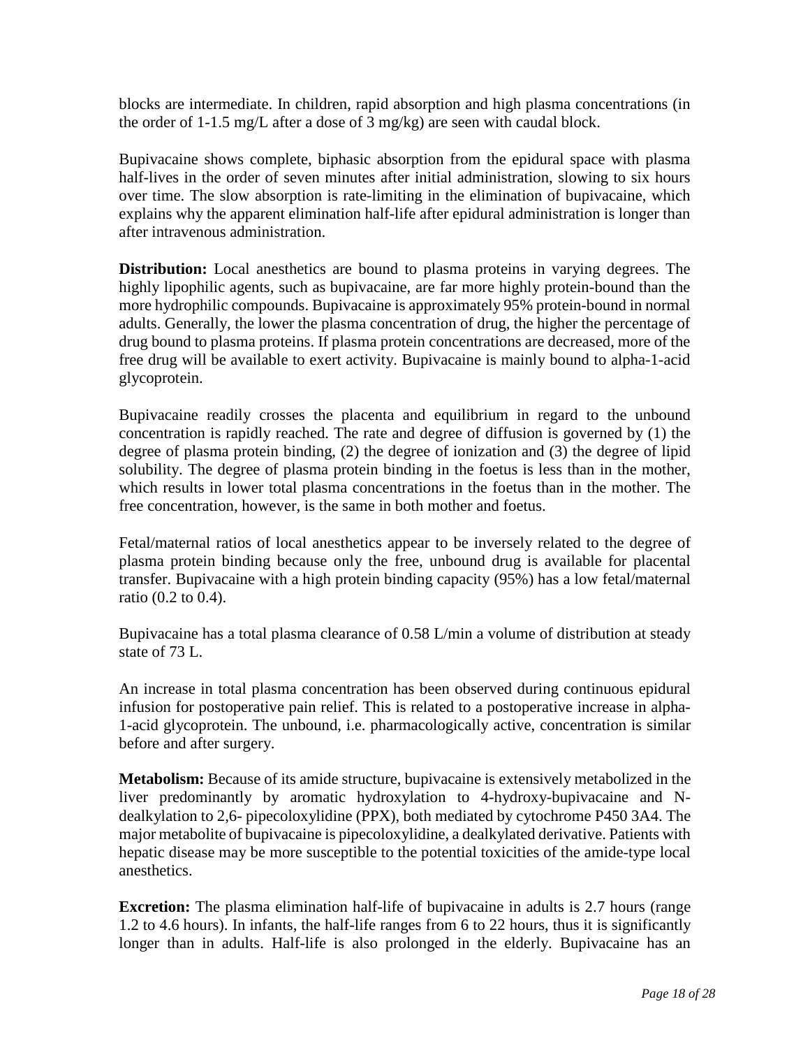blocks are intermediate. In children, rapid absorption and high plasma concentrations (in the order of 1-1.5 mg/L after a dose of 3 mg/kg) are seen with caudal block.

Bupivacaine shows complete, biphasic absorption from the epidural space with plasma half-lives in the order of seven minutes after initial administration, slowing to six hours over time. The slow absorption is rate-limiting in the elimination of bupivacaine, which explains why the apparent elimination half-life after epidural administration is longer than after intravenous administration.

**Distribution:** Local anesthetics are bound to plasma proteins in varying degrees. The highly lipophilic agents, such as bupivacaine, are far more highly protein-bound than the more hydrophilic compounds. Bupivacaine is approximately 95% protein-bound in normal adults. Generally, the lower the plasma concentration of drug, the higher the percentage of drug bound to plasma proteins. If plasma protein concentrations are decreased, more of the free drug will be available to exert activity. Bupivacaine is mainly bound to alpha-1-acid glycoprotein.

Bupivacaine readily crosses the placenta and equilibrium in regard to the unbound concentration is rapidly reached. The rate and degree of diffusion is governed by (1) the degree of plasma protein binding, (2) the degree of ionization and (3) the degree of lipid solubility. The degree of plasma protein binding in the foetus is less than in the mother, which results in lower total plasma concentrations in the foetus than in the mother. The free concentration, however, is the same in both mother and foetus.

Fetal/maternal ratios of local anesthetics appear to be inversely related to the degree of plasma protein binding because only the free, unbound drug is available for placental transfer. Bupivacaine with a high protein binding capacity (95%) has a low fetal/maternal ratio (0.2 to 0.4).

Bupivacaine has a total plasma clearance of 0.58 L/min a volume of distribution at steady state of 73 L.

An increase in total plasma concentration has been observed during continuous epidural infusion for postoperative pain relief. This is related to a postoperative increase in alpha-1-acid glycoprotein. The unbound, i.e. pharmacologically active, concentration is similar before and after surgery.

**Metabolism:** Because of its amide structure, bupivacaine is extensively metabolized in the liver predominantly by aromatic hydroxylation to 4-hydroxy-bupivacaine and N-dealkylation to 2,6- pipecoloxylidine (PPX), both mediated by cytochrome P450 3A4. The major metabolite of bupivacaine is pipecoloxylidine, a dealkylated derivative. Patients with hepatic disease may be more susceptible to the potential toxicities of the amide-type local anesthetics.

**Excretion:** The plasma elimination half-life of bupivacaine in adults is 2.7 hours (range 1.2 to 4.6 hours). In infants, the half-life ranges from 6 to 22 hours, thus it is significantly longer than in adults. Half-life is also prolonged in the elderly. Bupivacaine has an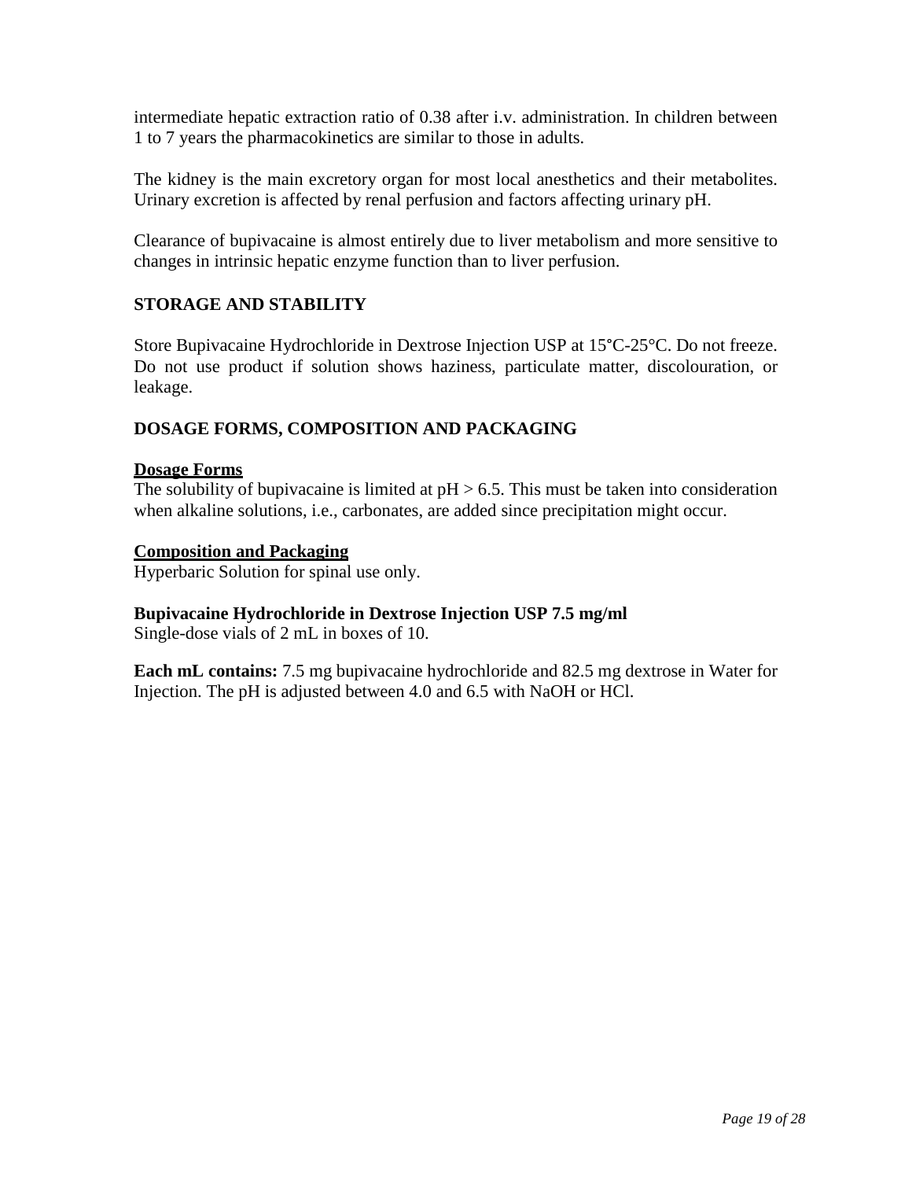intermediate hepatic extraction ratio of 0.38 after i.v. administration. In children between 1 to 7 years the pharmacokinetics are similar to those in adults.

The kidney is the main excretory organ for most local anesthetics and their metabolites. Urinary excretion is affected by renal perfusion and factors affecting urinary pH.

Clearance of bupivacaine is almost entirely due to liver metabolism and more sensitive to changes in intrinsic hepatic enzyme function than to liver perfusion.

## STORAGE AND STABILITY

Store Bupivacaine Hydrochloride in Dextrose Injection USP at 15°C-25°C. Do not freeze. Do not use product if solution shows haziness, particulate matter, discolouration, or leakage.

## DOSAGE FORMS, COMPOSITION AND PACKAGING

**Dosage Forms**
The solubility of bupivacaine is limited at pH > 6.5. This must be taken into consideration when alkaline solutions, i.e., carbonates, are added since precipitation might occur.

**Composition and Packaging**
Hyperbaric Solution for spinal use only.

**Bupivacaine Hydrochloride in Dextrose Injection USP 7.5 mg/ml**
Single-dose vials of 2 mL in boxes of 10.

**Each mL contains:** 7.5 mg bupivacaine hydrochloride and 82.5 mg dextrose in Water for Injection. The pH is adjusted between 4.0 and 6.5 with NaOH or HCl.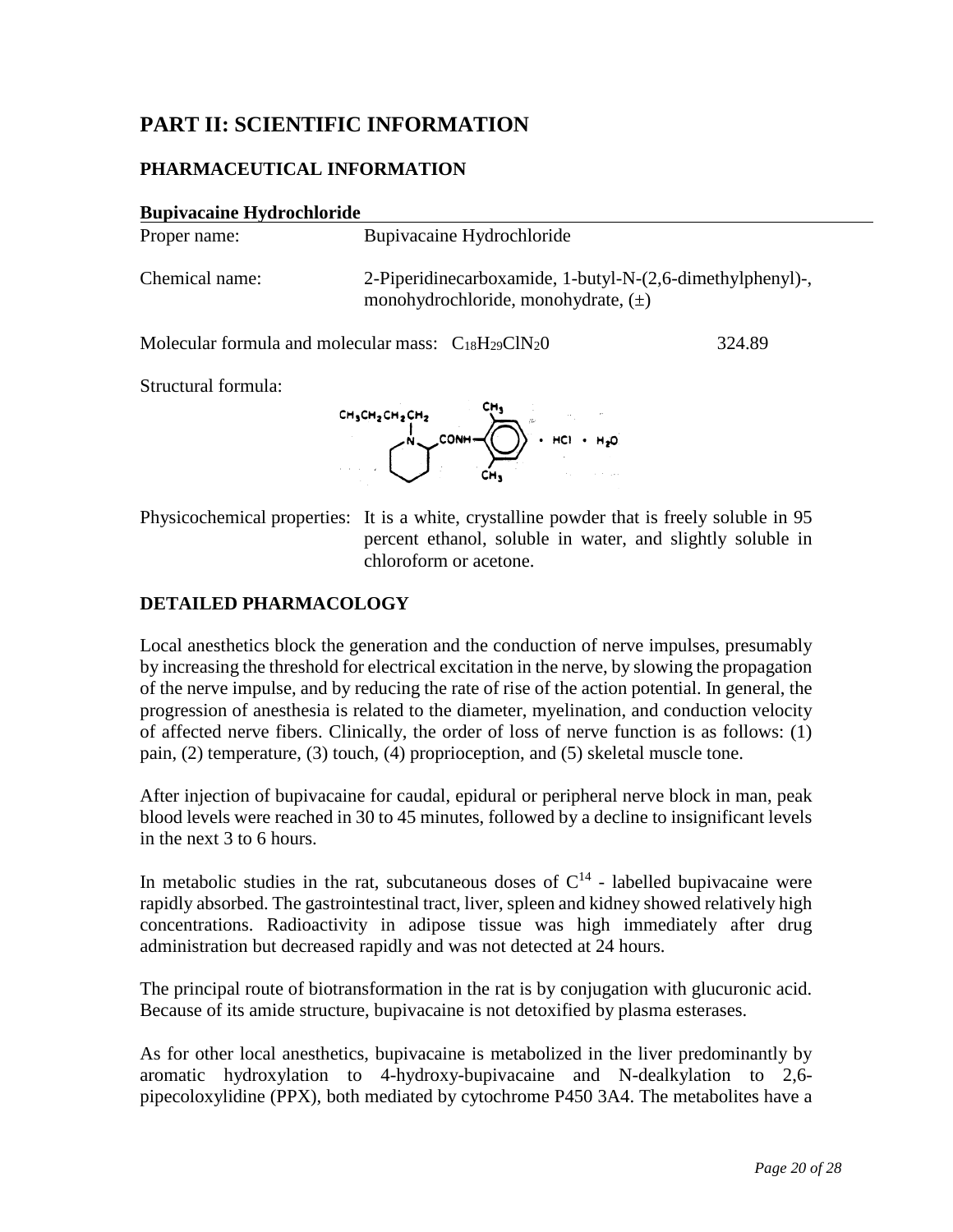# PART II: SCIENTIFIC INFORMATION

## PHARMACEUTICAL INFORMATION

**Bupivacaine Hydrochloride**

| | |
|---|---|
| Proper name: | Bupivacaine Hydrochloride |
| Chemical name: | 2-Piperidinecarboxamide, 1-butyl-N-(2,6-dimethylphenyl)-, monohydrochloride, monohydrate, (±) |

Molecular formula and molecular mass: $C_{18}H_{29}ClN_20$ 324.89

Structural formula:

Physicochemical properties: It is a white, crystalline powder that is freely soluble in 95 percent ethanol, soluble in water, and slightly soluble in chloroform or acetone.

## DETAILED PHARMACOLOGY

Local anesthetics block the generation and the conduction of nerve impulses, presumably by increasing the threshold for electrical excitation in the nerve, by slowing the propagation of the nerve impulse, and by reducing the rate of rise of the action potential. In general, the progression of anesthesia is related to the diameter, myelination, and conduction velocity of affected nerve fibers. Clinically, the order of loss of nerve function is as follows: (1) pain, (2) temperature, (3) touch, (4) proprioception, and (5) skeletal muscle tone.

After injection of bupivacaine for caudal, epidural or peripheral nerve block in man, peak blood levels were reached in 30 to 45 minutes, followed by a decline to insignificant levels in the next 3 to 6 hours.

In metabolic studies in the rat, subcutaneous doses of $C^{14}$ - labelled bupivacaine were rapidly absorbed. The gastrointestinal tract, liver, spleen and kidney showed relatively high concentrations. Radioactivity in adipose tissue was high immediately after drug administration but decreased rapidly and was not detected at 24 hours.

The principal route of biotransformation in the rat is by conjugation with glucuronic acid. Because of its amide structure, bupivacaine is not detoxified by plasma esterases.

As for other local anesthetics, bupivacaine is metabolized in the liver predominantly by aromatic hydroxylation to 4-hydroxy-bupivacaine and N-dealkylation to 2,6-pipecoloxylidine (PPX), both mediated by cytochrome P450 3A4. The metabolites have a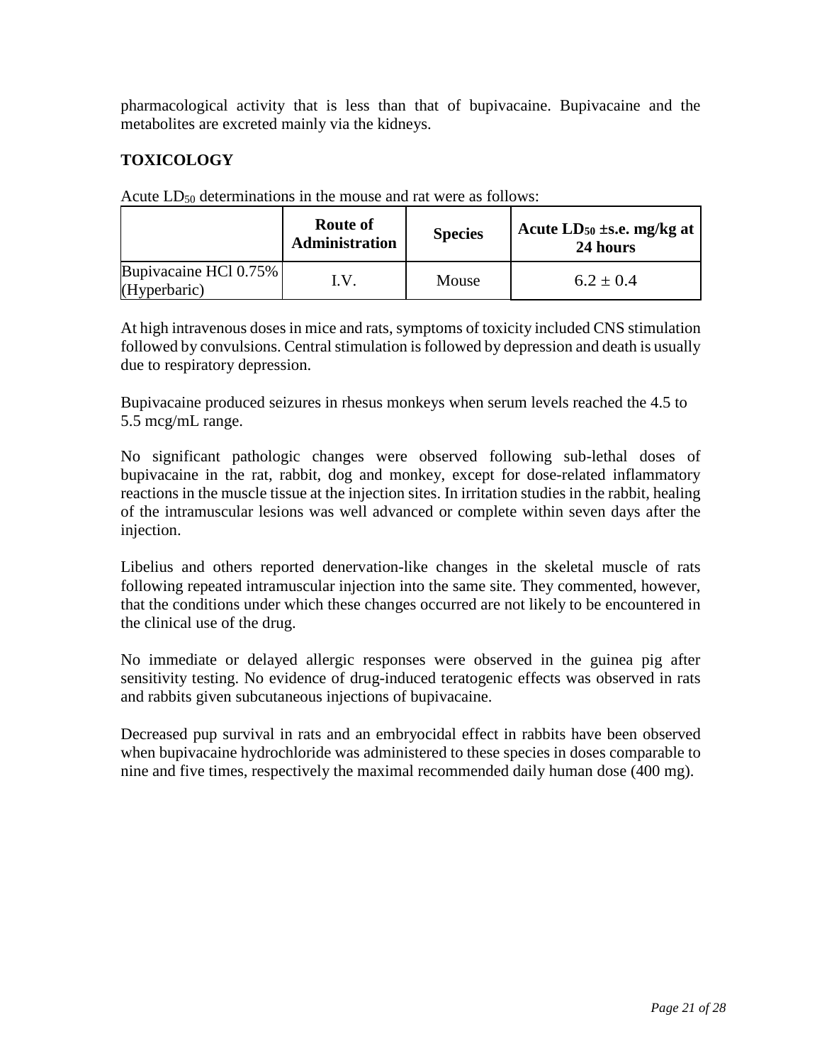pharmacological activity that is less than that of bupivacaine. Bupivacaine and the metabolites are excreted mainly via the kidneys.

## TOXICOLOGY

Acute $LD_{50}$ determinations in the mouse and rat were as follows:

| | **Route of Administration** | **Species** | **Acute $LD_{50}$ ±s.e. mg/kg at 24 hours** |
|---|---|---|---|
| Bupivacaine HCl 0.75% (Hyperbaric) | I.V. | Mouse | 6.2 ± 0.4 |

At high intravenous doses in mice and rats, symptoms of toxicity included CNS stimulation followed by convulsions. Central stimulation is followed by depression and death is usually due to respiratory depression.

Bupivacaine produced seizures in rhesus monkeys when serum levels reached the 4.5 to 5.5 mcg/mL range.

No significant pathologic changes were observed following sub-lethal doses of bupivacaine in the rat, rabbit, dog and monkey, except for dose-related inflammatory reactions in the muscle tissue at the injection sites. In irritation studies in the rabbit, healing of the intramuscular lesions was well advanced or complete within seven days after the injection.

Libelius and others reported denervation-like changes in the skeletal muscle of rats following repeated intramuscular injection into the same site. They commented, however, that the conditions under which these changes occurred are not likely to be encountered in the clinical use of the drug.

No immediate or delayed allergic responses were observed in the guinea pig after sensitivity testing. No evidence of drug-induced teratogenic effects was observed in rats and rabbits given subcutaneous injections of bupivacaine.

Decreased pup survival in rats and an embryocidal effect in rabbits have been observed when bupivacaine hydrochloride was administered to these species in doses comparable to nine and five times, respectively the maximal recommended daily human dose (400 mg).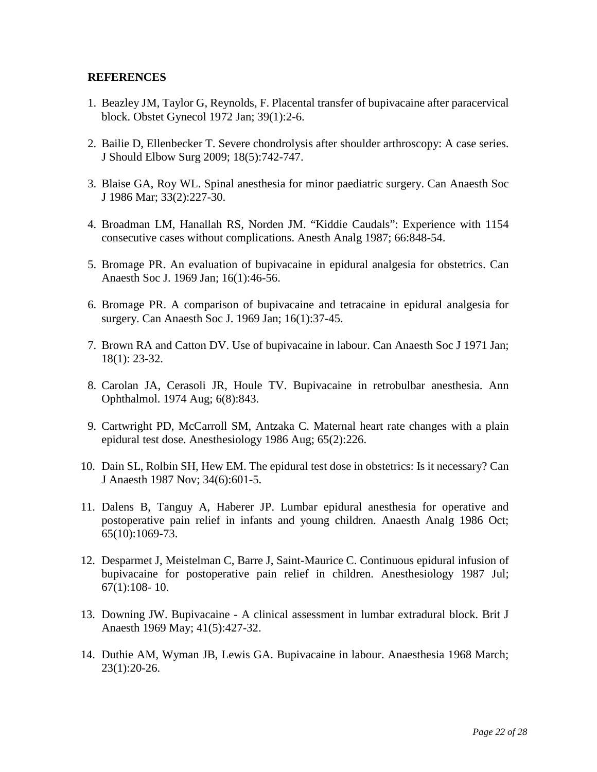**REFERENCES**

1. Beazley JM, Taylor G, Reynolds, F. Placental transfer of bupivacaine after paracervical block. Obstet Gynecol 1972 Jan; 39(1):2-6.

2. Bailie D, Ellenbecker T. Severe chondrolysis after shoulder arthroscopy: A case series. J Should Elbow Surg 2009; 18(5):742-747.

3. Blaise GA, Roy WL. Spinal anesthesia for minor paediatric surgery. Can Anaesth Soc J 1986 Mar; 33(2):227-30.

4. Broadman LM, Hanallah RS, Norden JM. "Kiddie Caudals": Experience with 1154 consecutive cases without complications. Anesth Analg 1987; 66:848-54.

5. Bromage PR. An evaluation of bupivacaine in epidural analgesia for obstetrics. Can Anaesth Soc J. 1969 Jan; 16(1):46-56.

6. Bromage PR. A comparison of bupivacaine and tetracaine in epidural analgesia for surgery. Can Anaesth Soc J. 1969 Jan; 16(1):37-45.

7. Brown RA and Catton DV. Use of bupivacaine in labour. Can Anaesth Soc J 1971 Jan; 18(1): 23-32.

8. Carolan JA, Cerasoli JR, Houle TV. Bupivacaine in retrobulbar anesthesia. Ann Ophthalmol. 1974 Aug; 6(8):843.

9. Cartwright PD, McCarroll SM, Antzaka C. Maternal heart rate changes with a plain epidural test dose. Anesthesiology 1986 Aug; 65(2):226.

10. Dain SL, Rolbin SH, Hew EM. The epidural test dose in obstetrics: Is it necessary? Can J Anaesth 1987 Nov; 34(6):601-5.

11. Dalens B, Tanguy A, Haberer JP. Lumbar epidural anesthesia for operative and postoperative pain relief in infants and young children. Anaesth Analg 1986 Oct; 65(10):1069-73.

12. Desparmet J, Meistelman C, Barre J, Saint-Maurice C. Continuous epidural infusion of bupivacaine for postoperative pain relief in children. Anesthesiology 1987 Jul; 67(1):108- 10.

13. Downing JW. Bupivacaine - A clinical assessment in lumbar extradural block. Brit J Anaesth 1969 May; 41(5):427-32.

14. Duthie AM, Wyman JB, Lewis GA. Bupivacaine in labour. Anaesthesia 1968 March; 23(1):20-26.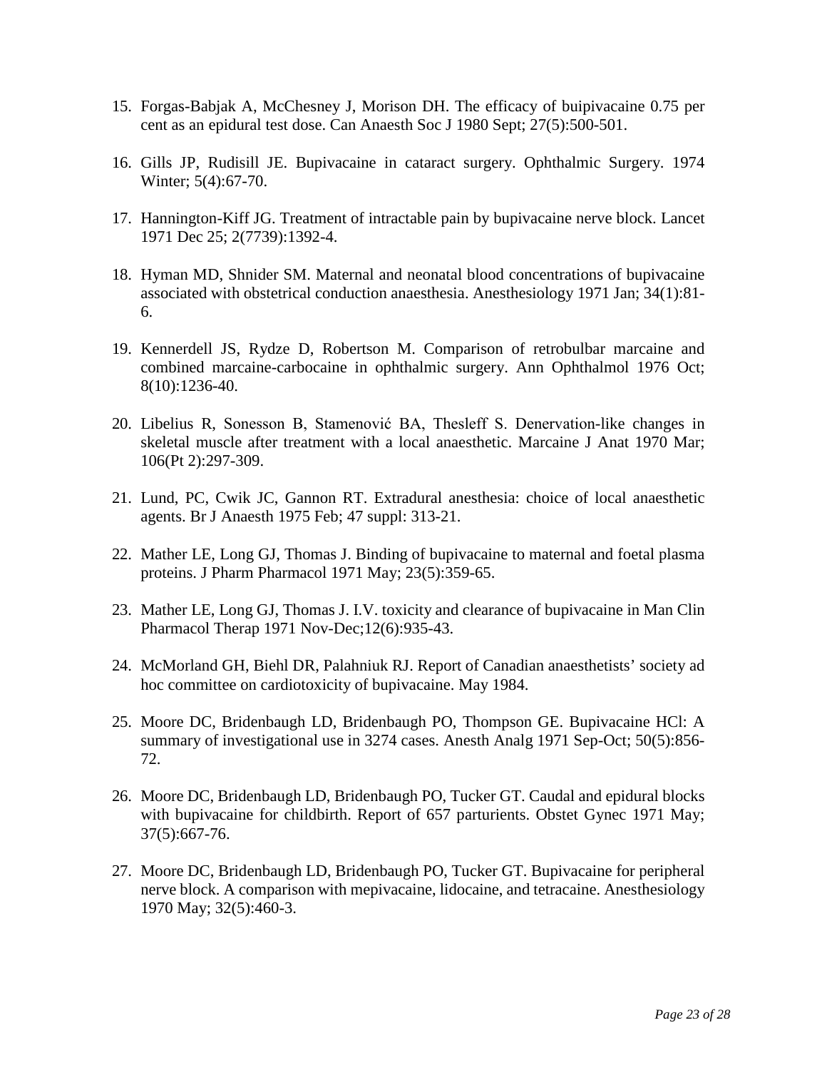15. Forgas-Babjak A, McChesney J, Morison DH. The efficacy of buipivacaine 0.75 per cent as an epidural test dose. Can Anaesth Soc J 1980 Sept; 27(5):500-501.

16. Gills JP, Rudisill JE. Bupivacaine in cataract surgery. Ophthalmic Surgery. 1974 Winter; 5(4):67-70.

17. Hannington-Kiff JG. Treatment of intractable pain by bupivacaine nerve block. Lancet 1971 Dec 25; 2(7739):1392-4.

18. Hyman MD, Shnider SM. Maternal and neonatal blood concentrations of bupivacaine associated with obstetrical conduction anaesthesia. Anesthesiology 1971 Jan; 34(1):81-6.

19. Kennerdell JS, Rydze D, Robertson M. Comparison of retrobulbar marcaine and combined marcaine-carbocaine in ophthalmic surgery. Ann Ophthalmol 1976 Oct; 8(10):1236-40.

20. Libelius R, Sonesson B, Stamenović BA, Thesleff S. Denervation-like changes in skeletal muscle after treatment with a local anaesthetic. Marcaine J Anat 1970 Mar; 106(Pt 2):297-309.

21. Lund, PC, Cwik JC, Gannon RT. Extradural anesthesia: choice of local anaesthetic agents. Br J Anaesth 1975 Feb; 47 suppl: 313-21.

22. Mather LE, Long GJ, Thomas J. Binding of bupivacaine to maternal and foetal plasma proteins. J Pharm Pharmacol 1971 May; 23(5):359-65.

23. Mather LE, Long GJ, Thomas J. I.V. toxicity and clearance of bupivacaine in Man Clin Pharmacol Therap 1971 Nov-Dec;12(6):935-43.

24. McMorland GH, Biehl DR, Palahniuk RJ. Report of Canadian anaesthetists' society ad hoc committee on cardiotoxicity of bupivacaine. May 1984.

25. Moore DC, Bridenbaugh LD, Bridenbaugh PO, Thompson GE. Bupivacaine HCl: A summary of investigational use in 3274 cases. Anesth Analg 1971 Sep-Oct; 50(5):856-72.

26. Moore DC, Bridenbaugh LD, Bridenbaugh PO, Tucker GT. Caudal and epidural blocks with bupivacaine for childbirth. Report of 657 parturients. Obstet Gynec 1971 May; 37(5):667-76.

27. Moore DC, Bridenbaugh LD, Bridenbaugh PO, Tucker GT. Bupivacaine for peripheral nerve block. A comparison with mepivacaine, lidocaine, and tetracaine. Anesthesiology 1970 May; 32(5):460-3.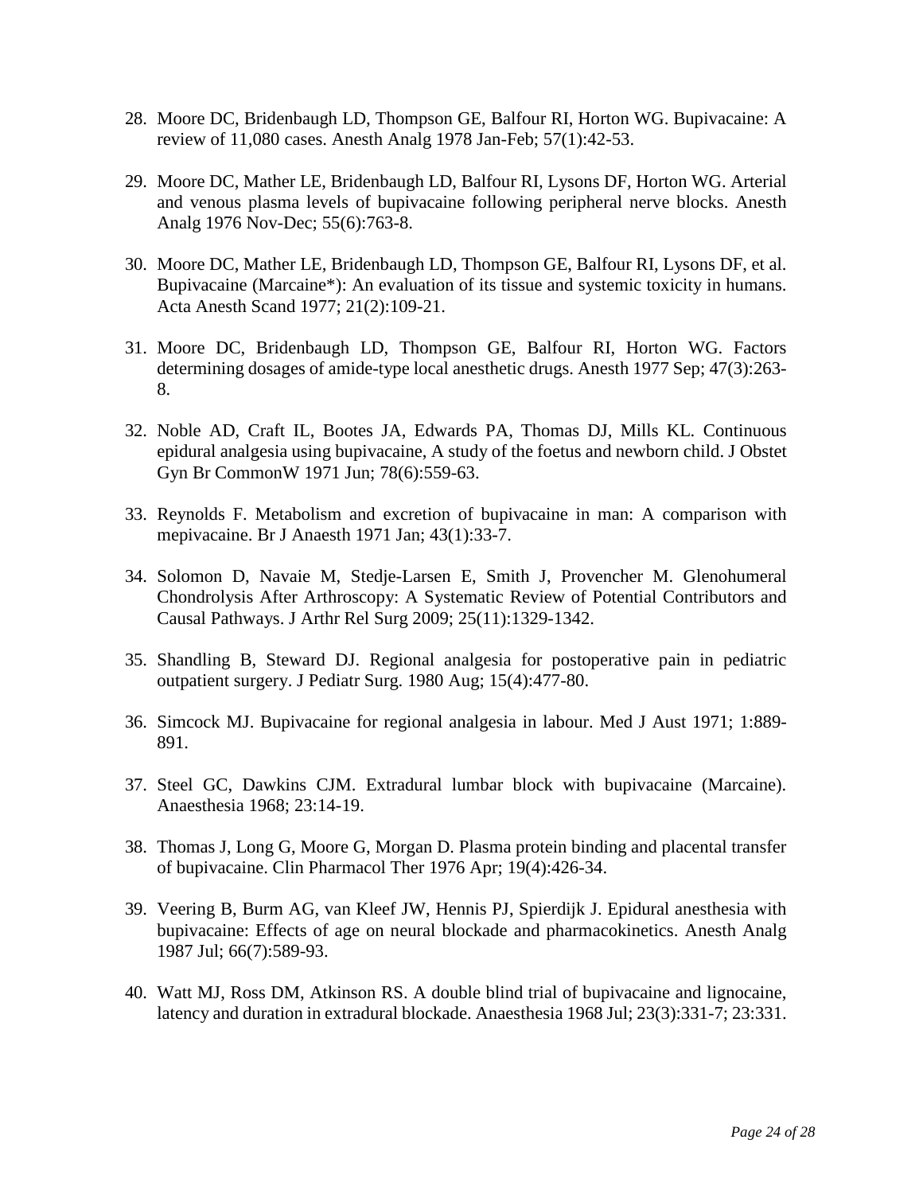28. Moore DC, Bridenbaugh LD, Thompson GE, Balfour RI, Horton WG. Bupivacaine: A review of 11,080 cases. Anesth Analg 1978 Jan-Feb; 57(1):42-53.

29. Moore DC, Mather LE, Bridenbaugh LD, Balfour RI, Lysons DF, Horton WG. Arterial and venous plasma levels of bupivacaine following peripheral nerve blocks. Anesth Analg 1976 Nov-Dec; 55(6):763-8.

30. Moore DC, Mather LE, Bridenbaugh LD, Thompson GE, Balfour RI, Lysons DF, et al. Bupivacaine (Marcaine*): An evaluation of its tissue and systemic toxicity in humans. Acta Anesth Scand 1977; 21(2):109-21.

31. Moore DC, Bridenbaugh LD, Thompson GE, Balfour RI, Horton WG. Factors determining dosages of amide-type local anesthetic drugs. Anesth 1977 Sep; 47(3):263-8.

32. Noble AD, Craft IL, Bootes JA, Edwards PA, Thomas DJ, Mills KL. Continuous epidural analgesia using bupivacaine, A study of the foetus and newborn child. J Obstet Gyn Br CommonW 1971 Jun; 78(6):559-63.

33. Reynolds F. Metabolism and excretion of bupivacaine in man: A comparison with mepivacaine. Br J Anaesth 1971 Jan; 43(1):33-7.

34. Solomon D, Navaie M, Stedje-Larsen E, Smith J, Provencher M. Glenohumeral Chondrolysis After Arthroscopy: A Systematic Review of Potential Contributors and Causal Pathways. J Arthr Rel Surg 2009; 25(11):1329-1342.

35. Shandling B, Steward DJ. Regional analgesia for postoperative pain in pediatric outpatient surgery. J Pediatr Surg. 1980 Aug; 15(4):477-80.

36. Simcock MJ. Bupivacaine for regional analgesia in labour. Med J Aust 1971; 1:889-891.

37. Steel GC, Dawkins CJM. Extradural lumbar block with bupivacaine (Marcaine). Anaesthesia 1968; 23:14-19.

38. Thomas J, Long G, Moore G, Morgan D. Plasma protein binding and placental transfer of bupivacaine. Clin Pharmacol Ther 1976 Apr; 19(4):426-34.

39. Veering B, Burm AG, van Kleef JW, Hennis PJ, Spierdijk J. Epidural anesthesia with bupivacaine: Effects of age on neural blockade and pharmacokinetics. Anesth Analg 1987 Jul; 66(7):589-93.

40. Watt MJ, Ross DM, Atkinson RS. A double blind trial of bupivacaine and lignocaine, latency and duration in extradural blockade. Anaesthesia 1968 Jul; 23(3):331-7; 23:331.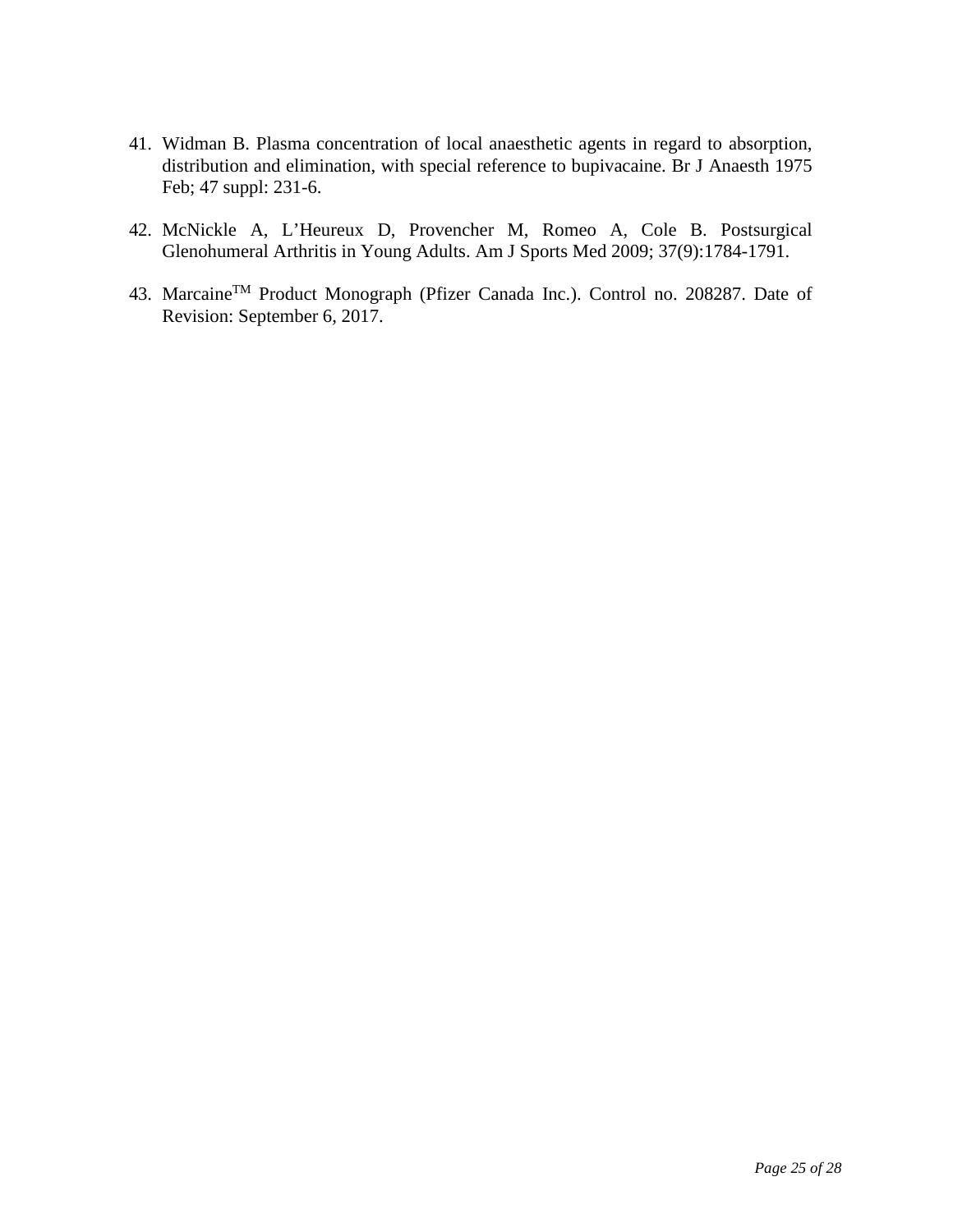41. Widman B. Plasma concentration of local anaesthetic agents in regard to absorption, distribution and elimination, with special reference to bupivacaine. Br J Anaesth 1975 Feb; 47 suppl: 231-6.

42. McNickle A, L'Heureux D, Provencher M, Romeo A, Cole B. Postsurgical Glenohumeral Arthritis in Young Adults. Am J Sports Med 2009; 37(9):1784-1791.

43. Marcaine™ Product Monograph (Pfizer Canada Inc.). Control no. 208287. Date of Revision: September 6, 2017.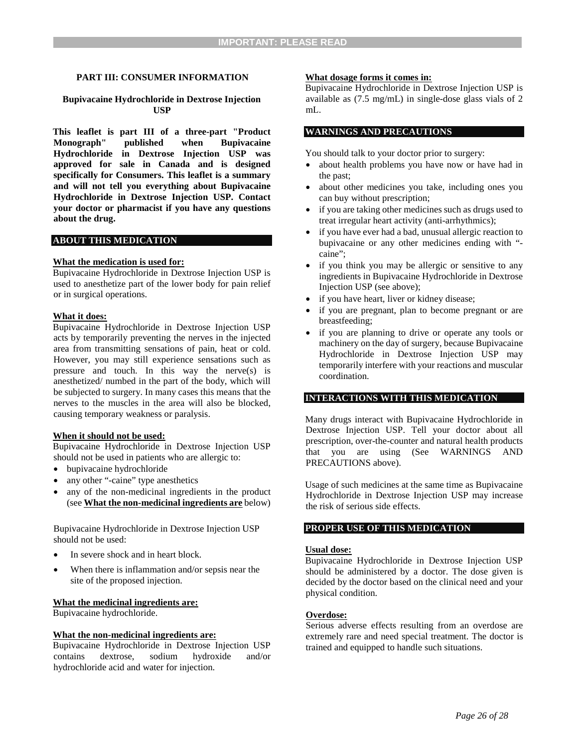**IMPORTANT: PLEASE READ**

## PART III: CONSUMER INFORMATION

### Bupivacaine Hydrochloride in Dextrose Injection USP

**This leaflet is part III of a three-part "Product Monograph" published when Bupivacaine Hydrochloride in Dextrose Injection USP was approved for sale in Canada and is designed specifically for Consumers. This leaflet is a summary and will not tell you everything about Bupivacaine Hydrochloride in Dextrose Injection USP. Contact your doctor or pharmacist if you have any questions about the drug.**

### ABOUT THIS MEDICATION

**What the medication is used for:**
Bupivacaine Hydrochloride in Dextrose Injection USP is used to anesthetize part of the lower body for pain relief or in surgical operations.

**What it does:**
Bupivacaine Hydrochloride in Dextrose Injection USP acts by temporarily preventing the nerves in the injected area from transmitting sensations of pain, heat or cold. However, you may still experience sensations such as pressure and touch. In this way the nerve(s) is anesthetized/ numbed in the part of the body, which will be subjected to surgery. In many cases this means that the nerves to the muscles in the area will also be blocked, causing temporary weakness or paralysis.

**When it should not be used:**
Bupivacaine Hydrochloride in Dextrose Injection USP should not be used in patients who are allergic to:

- bupivacaine hydrochloride
- any other "-caine" type anesthetics
- any of the non-medicinal ingredients in the product (see **What the non-medicinal ingredients are** below)

Bupivacaine Hydrochloride in Dextrose Injection USP should not be used:

- In severe shock and in heart block.
- When there is inflammation and/or sepsis near the site of the proposed injection.

**What the medicinal ingredients are:**
Bupivacaine hydrochloride.

**What the non-medicinal ingredients are:**
Bupivacaine Hydrochloride in Dextrose Injection USP contains dextrose, sodium hydroxide and/or hydrochloride acid and water for injection.

**What dosage forms it comes in:**
Bupivacaine Hydrochloride in Dextrose Injection USP is available as (7.5 mg/mL) in single-dose glass vials of 2 mL.

### WARNINGS AND PRECAUTIONS

You should talk to your doctor prior to surgery:

- about health problems you have now or have had in the past;
- about other medicines you take, including ones you can buy without prescription;
- if you are taking other medicines such as drugs used to treat irregular heart activity (anti-arrhythmics);
- if you have ever had a bad, unusual allergic reaction to bupivacaine or any other medicines ending with "-caine";
- if you think you may be allergic or sensitive to any ingredients in Bupivacaine Hydrochloride in Dextrose Injection USP (see above);
- if you have heart, liver or kidney disease;
- if you are pregnant, plan to become pregnant or are breastfeeding;
- if you are planning to drive or operate any tools or machinery on the day of surgery, because Bupivacaine Hydrochloride in Dextrose Injection USP may temporarily interfere with your reactions and muscular coordination.

### INTERACTIONS WITH THIS MEDICATION

Many drugs interact with Bupivacaine Hydrochloride in Dextrose Injection USP. Tell your doctor about all prescription, over-the-counter and natural health products that you are using (See WARNINGS AND PRECAUTIONS above).

Usage of such medicines at the same time as Bupivacaine Hydrochloride in Dextrose Injection USP may increase the risk of serious side effects.

### PROPER USE OF THIS MEDICATION

**Usual dose:**
Bupivacaine Hydrochloride in Dextrose Injection USP should be administered by a doctor. The dose given is decided by the doctor based on the clinical need and your physical condition.

**Overdose:**
Serious adverse effects resulting from an overdose are extremely rare and need special treatment. The doctor is trained and equipped to handle such situations.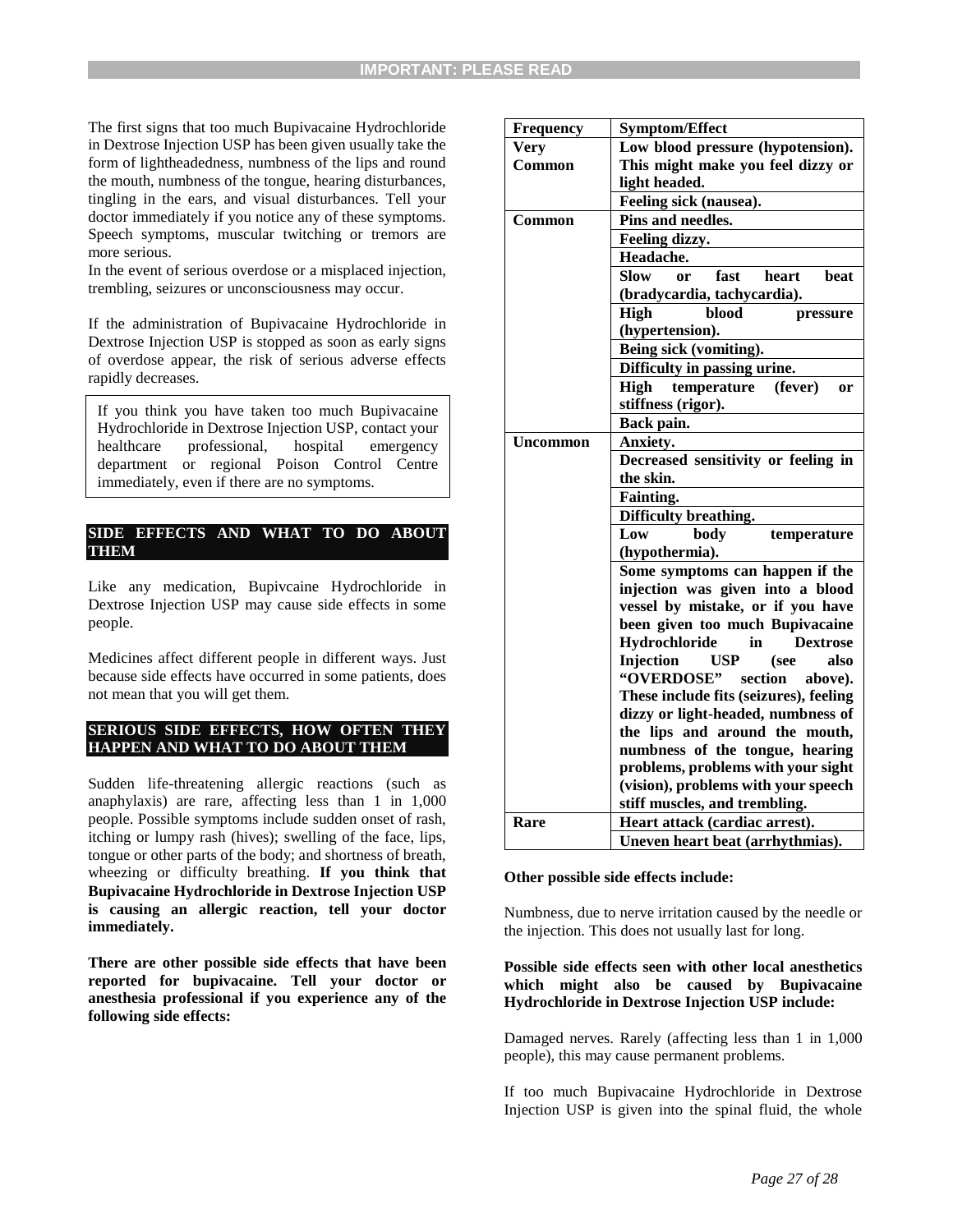The first signs that too much Bupivacaine Hydrochloride in Dextrose Injection USP has been given usually take the form of lightheadedness, numbness of the lips and round the mouth, numbness of the tongue, hearing disturbances, tingling in the ears, and visual disturbances. Tell your doctor immediately if you notice any of these symptoms. Speech symptoms, muscular twitching or tremors are more serious.

In the event of serious overdose or a misplaced injection, trembling, seizures or unconsciousness may occur.

If the administration of Bupivacaine Hydrochloride in Dextrose Injection USP is stopped as soon as early signs of overdose appear, the risk of serious adverse effects rapidly decreases.

> If you think you have taken too much Bupivacaine Hydrochloride in Dextrose Injection USP, contact your healthcare professional, hospital emergency department or regional Poison Control Centre immediately, even if there are no symptoms.

## SIDE EFFECTS AND WHAT TO DO ABOUT THEM

Like any medication, Bupivcaine Hydrochloride in Dextrose Injection USP may cause side effects in some people.

Medicines affect different people in different ways. Just because side effects have occurred in some patients, does not mean that you will get them.

## SERIOUS SIDE EFFECTS, HOW OFTEN THEY HAPPEN AND WHAT TO DO ABOUT THEM

Sudden life-threatening allergic reactions (such as anaphylaxis) are rare, affecting less than 1 in 1,000 people. Possible symptoms include sudden onset of rash, itching or lumpy rash (hives); swelling of the face, lips, tongue or other parts of the body; and shortness of breath, wheezing or difficulty breathing. **If you think that Bupivacaine Hydrochloride in Dextrose Injection USP is causing an allergic reaction, tell your doctor immediately.**

**There are other possible side effects that have been reported for bupivacaine. Tell your doctor or anesthesia professional if you experience any of the following side effects:**

| Frequency | Symptom/Effect |
|---|---|
| **Very Common** | **Low blood pressure (hypotension). This might make you feel dizzy or light headed.** |
| | **Feeling sick (nausea).** |
| **Common** | **Pins and needles.** |
| | **Feeling dizzy.** |
| | **Headache.** |
| | **Slow or fast heart beat (bradycardia, tachycardia).** |
| | **High blood pressure (hypertension).** |
| | **Being sick (vomiting).** |
| | **Difficulty in passing urine.** |
| | **High temperature (fever) or stiffness (rigor).** |
| | **Back pain.** |
| **Uncommon** | **Anxiety.** |
| | **Decreased sensitivity or feeling in the skin.** |
| | **Fainting.** |
| | **Difficulty breathing.** |
| | **Low body temperature (hypothermia).** |
| | **Some symptoms can happen if the injection was given into a blood vessel by mistake, or if you have been given too much Bupivacaine Hydrochloride in Dextrose Injection USP (see also "OVERDOSE" section above). These include fits (seizures), feeling dizzy or light-headed, numbness of the lips and around the mouth, numbness of the tongue, hearing problems, problems with your sight (vision), problems with your speech stiff muscles, and trembling.** |
| **Rare** | **Heart attack (cardiac arrest).** |
| | **Uneven heart beat (arrhythmias).** |

**Other possible side effects include:**

Numbness, due to nerve irritation caused by the needle or the injection. This does not usually last for long.

**Possible side effects seen with other local anesthetics which might also be caused by Bupivacaine Hydrochloride in Dextrose Injection USP include:**

Damaged nerves. Rarely (affecting less than 1 in 1,000 people), this may cause permanent problems.

If too much Bupivacaine Hydrochloride in Dextrose Injection USP is given into the spinal fluid, the whole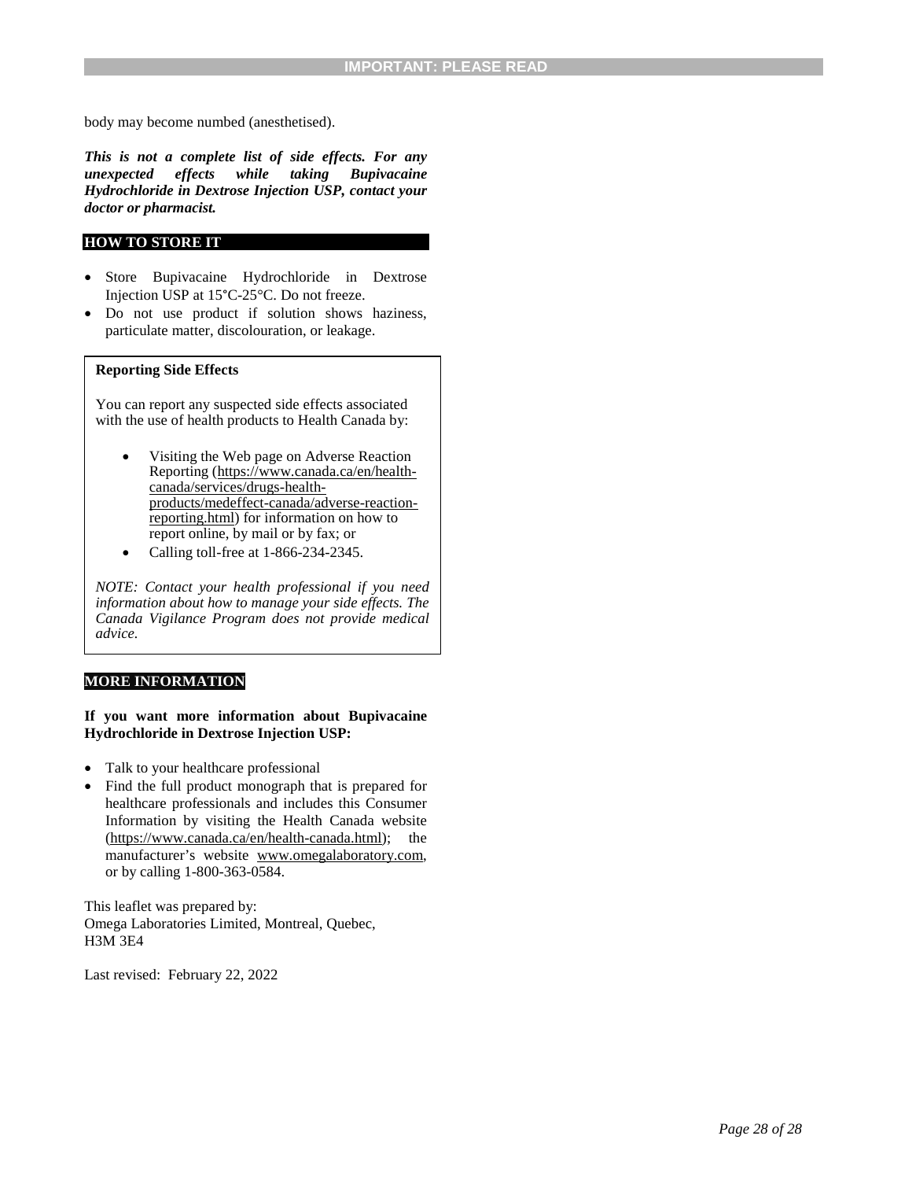body may become numbed (anesthetised).

***This is not a complete list of side effects. For any unexpected effects while taking Bupivacaine Hydrochloride in Dextrose Injection USP, contact your doctor or pharmacist.***

## HOW TO STORE IT

- Store Bupivacaine Hydrochloride in Dextrose Injection USP at 15°C-25°C. Do not freeze.
- Do not use product if solution shows haziness, particulate matter, discolouration, or leakage.

**Reporting Side Effects**

You can report any suspected side effects associated with the use of health products to Health Canada by:

- Visiting the Web page on Adverse Reaction Reporting (https://www.canada.ca/en/health-canada/services/drugs-health-products/medeffect-canada/adverse-reaction-reporting.html) for information on how to report online, by mail or by fax; or
- Calling toll-free at 1-866-234-2345.

*NOTE: Contact your health professional if you need information about how to manage your side effects. The Canada Vigilance Program does not provide medical advice.*

## MORE INFORMATION

**If you want more information about Bupivacaine Hydrochloride in Dextrose Injection USP:**

- Talk to your healthcare professional
- Find the full product monograph that is prepared for healthcare professionals and includes this Consumer Information by visiting the Health Canada website (https://www.canada.ca/en/health-canada.html); the manufacturer's website www.omegalaboratory.com, or by calling 1-800-363-0584.

This leaflet was prepared by:
Omega Laboratories Limited, Montreal, Quebec, H3M 3E4

Last revised: February 22, 2022